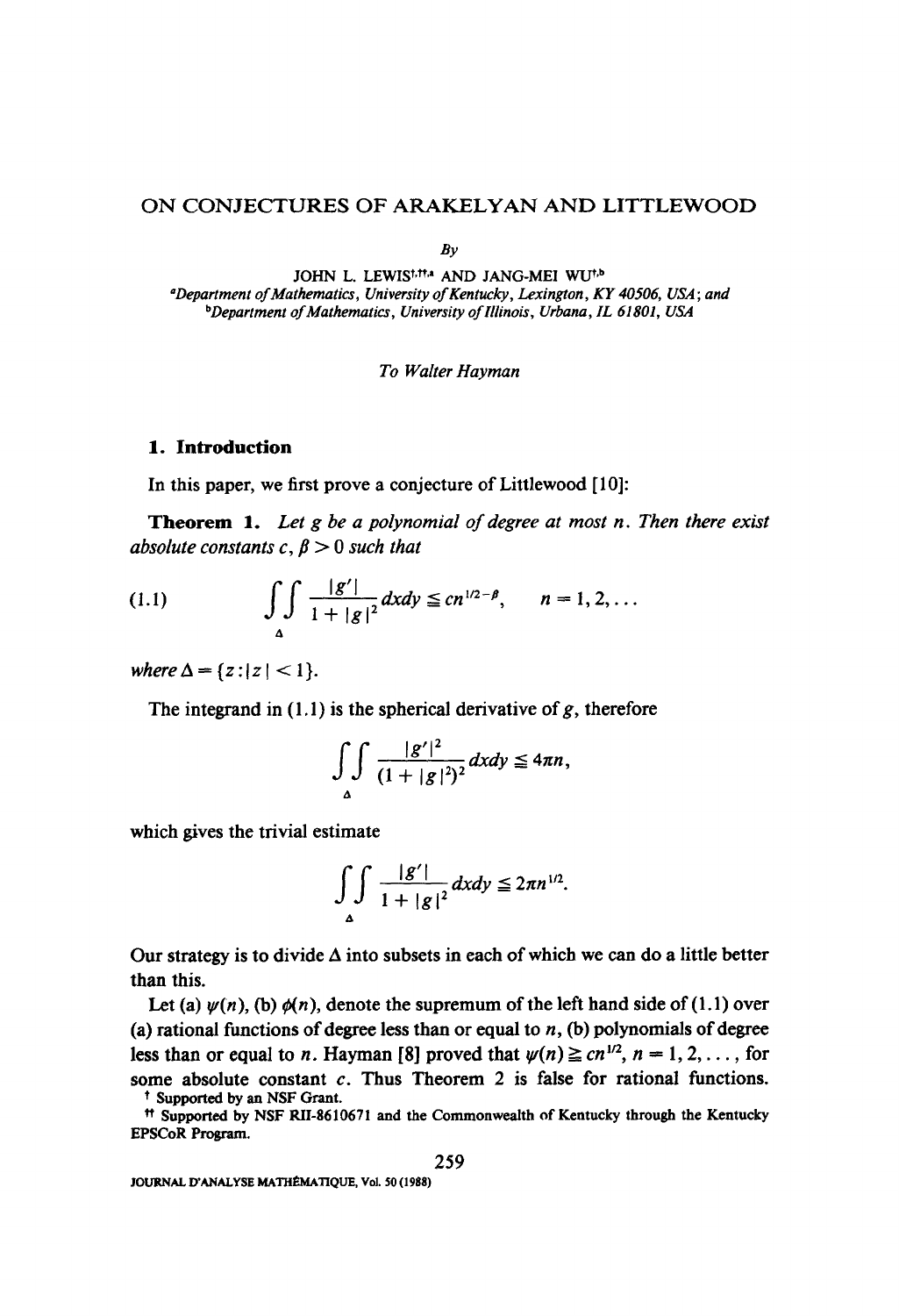# ON CONJECTURES OF ARAKELYAN AND LITTLEWOOD

By

JOHN L. LEWIS[†,††,a] AND JANG-MEI WU[†,b]

[a]*Department of Mathematics, University of Kentucky, Lexington, KY 40506, USA; and* [b]*Department of Mathematics, University of Illinois, Urbana, IL 61801, USA*

*To Walter Hayman*

## 1. Introduction

In this paper, we first prove a conjecture of Littlewood [10]:

**Theorem 1.** *Let $g$ be a polynomial of degree at most $n$. Then there exist absolute constants $c, \beta > 0$ such that*

$$\iint\limits_{\Delta} \frac{|g'|}{1+|g|^2}\,dxdy \leqq cn^{1/2-\beta}, \qquad n = 1, 2, \ldots \tag{1.1}$$

*where $\Delta = \{z : |z| < 1\}$.*

The integrand in (1.1) is the spherical derivative of $g$, therefore

$$\iint\limits_{\Delta} \frac{|g'|^2}{(1+|g|^2)^2}\,dxdy \leqq 4\pi n,$$

which gives the trivial estimate

$$\iint\limits_{\Delta} \frac{|g'|}{1+|g|^2}\,dxdy \leqq 2\pi n^{1/2}.$$

Our strategy is to divide $\Delta$ into subsets in each of which we can do a little better than this.

Let (a) $\psi(n)$, (b) $\phi(n)$, denote the supremum of the left hand side of (1.1) over (a) rational functions of degree less than or equal to $n$, (b) polynomials of degree less than or equal to $n$. Hayman [8] proved that $\psi(n) \geqq cn^{1/2}$, $n = 1, 2, \ldots$, for some absolute constant $c$. Thus Theorem 2 is false for rational functions.

[†] Supported by an NSF Grant.

[††] Supported by NSF RII-8610671 and the Commonwealth of Kentucky through the Kentucky EPSCoR Program.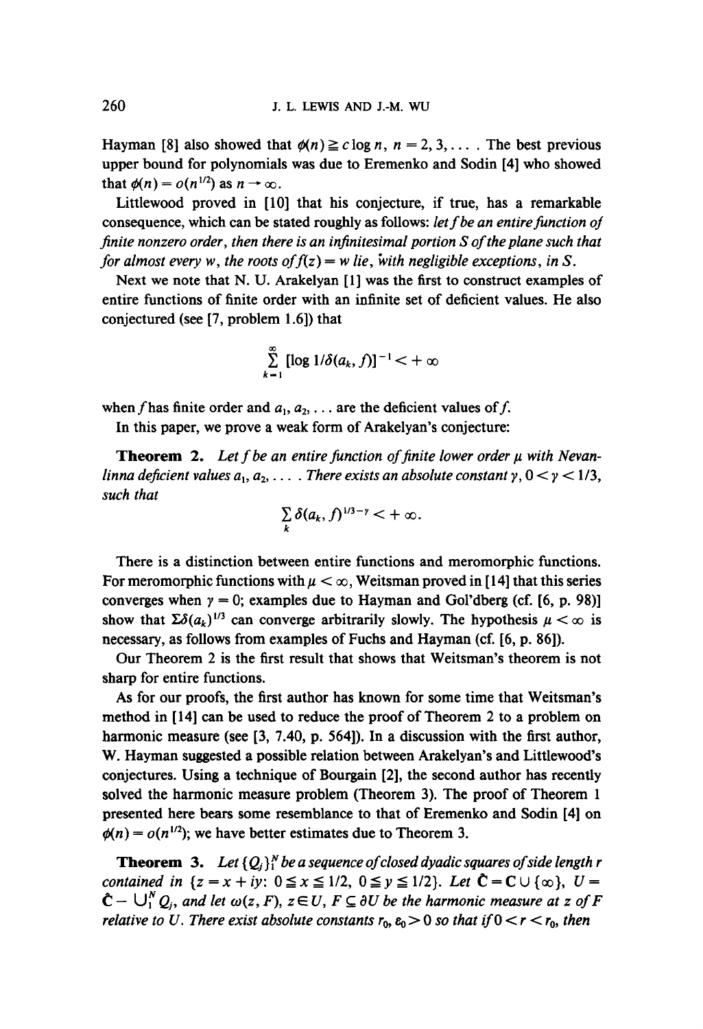Hayman [8] also showed that $\phi(n) \geq c \log n$, $n = 2, 3, \ldots$ . The best previous upper bound for polynomials was due to Eremenko and Sodin [4] who showed that $\phi(n) = o(n^{1/2})$ as $n \to \infty$.

Littlewood proved in [10] that his conjecture, if true, has a remarkable consequence, which can be stated roughly as follows: *let $f$ be an entire function of finite nonzero order, then there is an infinitesimal portion $S$ of the plane such that for almost every $w$, the roots of $f(z) = w$ lie, with negligible exceptions, in $S$.*

Next we note that N. U. Arakelyan [1] was the first to construct examples of entire functions of finite order with an infinite set of deficient values. He also conjectured (see [7, problem 1.6]) that

$$\sum_{k=1}^{\infty} [\log 1/\delta(a_k, f)]^{-1} < +\infty$$

when $f$ has finite order and $a_1, a_2, \ldots$ are the deficient values of $f$.

In this paper, we prove a weak form of Arakelyan's conjecture:

**Theorem 2.** *Let $f$ be an entire function of finite lower order $\mu$ with Nevanlinna deficient values $a_1, a_2, \ldots$ . There exists an absolute constant $\gamma$, $0 < \gamma < 1/3$, such that*

$$\sum_{k} \delta(a_k, f)^{1/3 - \gamma} < +\infty.$$

There is a distinction between entire functions and meromorphic functions. For meromorphic functions with $\mu < \infty$, Weitsman proved in [14] that this series converges when $\gamma = 0$; examples due to Hayman and Gol'dberg (cf. [6, p. 98)] show that $\Sigma \delta(a_k)^{1/3}$ can converge arbitrarily slowly. The hypothesis $\mu < \infty$ is necessary, as follows from examples of Fuchs and Hayman (cf. [6, p. 86]).

Our Theorem 2 is the first result that shows that Weitsman's theorem is not sharp for entire functions.

As for our proofs, the first author has known for some time that Weitsman's method in [14] can be used to reduce the proof of Theorem 2 to a problem on harmonic measure (see [3, 7.40, p. 564]). In a discussion with the first author, W. Hayman suggested a possible relation between Arakelyan's and Littlewood's conjectures. Using a technique of Bourgain [2], the second author has recently solved the harmonic measure problem (Theorem 3). The proof of Theorem 1 presented here bears some resemblance to that of Eremenko and Sodin [4] on $\phi(n) = o(n^{1/2})$; we have better estimates due to Theorem 3.

**Theorem 3.** *Let $\{Q_j\}_1^N$ be a sequence of closed dyadic squares of side length $r$ contained in $\{z = x + iy\colon 0 \leq x \leq 1/2,\ 0 \leq y \leq 1/2\}$. Let $\hat{\mathbf{C}} = \mathbf{C} \cup \{\infty\}$, $U = \hat{\mathbf{C}} - \bigcup_1^N Q_j$, and let $\omega(z, F)$, $z \in U$, $F \subseteq \partial U$ be the harmonic measure at $z$ of $F$ relative to $U$. There exist absolute constants $r_0, \varepsilon_0 > 0$ so that if $0 < r < r_0$, then*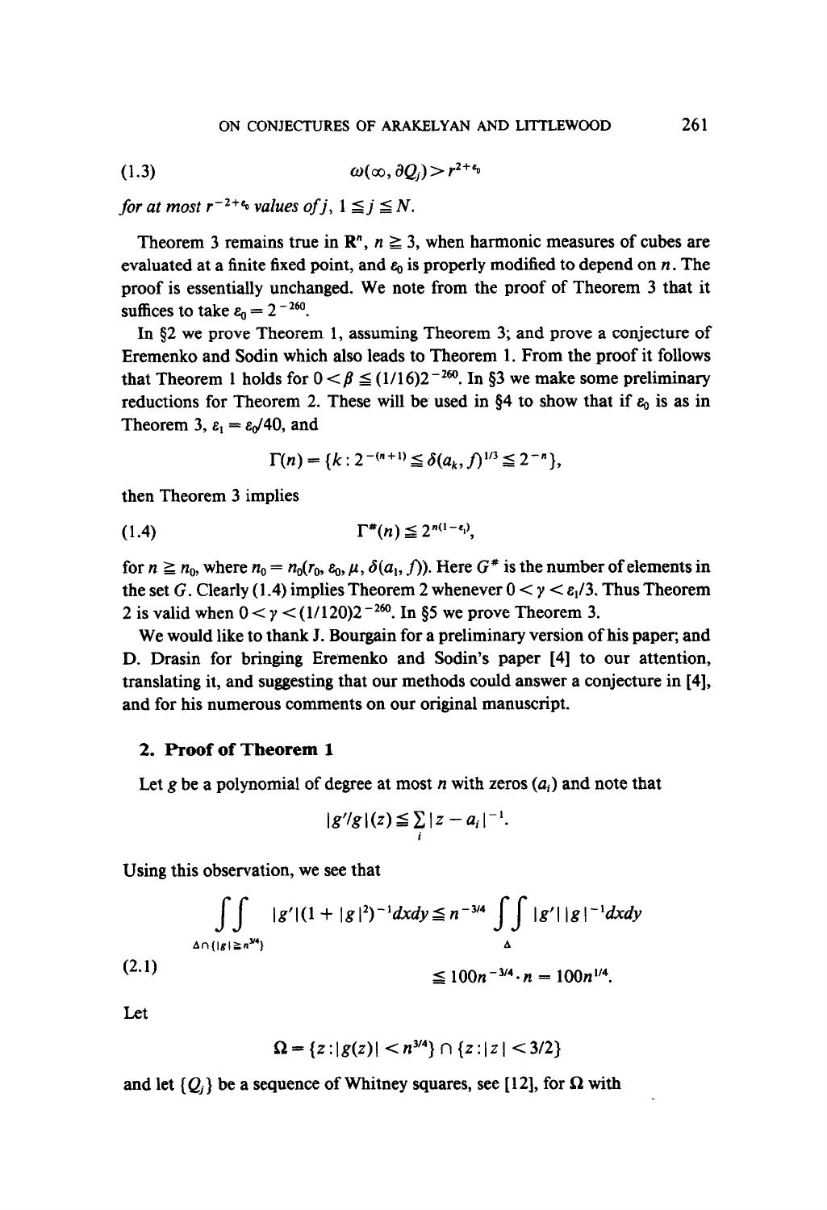$$\omega(\infty, \partial Q_j) > r^{2+\varepsilon_0} \tag{1.3}$$

*for at most* $r^{-2+\varepsilon_0}$ *values of* $j$, $1 \leqq j \leqq N$.

Theorem 3 remains true in $\mathbf{R}^n$, $n \geqq 3$, when harmonic measures of cubes are evaluated at a finite fixed point, and $\varepsilon_0$ is properly modified to depend on $n$. The proof is essentially unchanged. We note from the proof of Theorem 3 that it suffices to take $\varepsilon_0 = 2^{-260}$.

In §2 we prove Theorem 1, assuming Theorem 3; and prove a conjecture of Eremenko and Sodin which also leads to Theorem 1. From the proof it follows that Theorem 1 holds for $0 < \beta \leqq (1/16)2^{-260}$. In §3 we make some preliminary reductions for Theorem 2. These will be used in §4 to show that if $\varepsilon_0$ is as in Theorem 3, $\varepsilon_1 = \varepsilon_0/40$, and

$$\Gamma(n) = \{k : 2^{-(n+1)} \leqq \delta(a_k, f)^{1/3} \leqq 2^{-n}\},$$

then Theorem 3 implies

$$\Gamma^*(n) \leqq 2^{n(1-\varepsilon_1)}, \tag{1.4}$$

for $n \geqq n_0$, where $n_0 = n_0(r_0, \varepsilon_0, \mu, \delta(a_1, f))$. Here $G^*$ is the number of elements in the set $G$. Clearly (1.4) implies Theorem 2 whenever $0 < \gamma < \varepsilon_1/3$. Thus Theorem 2 is valid when $0 < \gamma < (1/120)2^{-260}$. In §5 we prove Theorem 3.

We would like to thank J. Bourgain for a preliminary version of his paper; and D. Drasin for bringing Eremenko and Sodin's paper [4] to our attention, translating it, and suggesting that our methods could answer a conjecture in [4], and for his numerous comments on our original manuscript.

## 2. Proof of Theorem 1

Let $g$ be a polynomial of degree at most $n$ with zeros $(a_i)$ and note that

$$|g'/g|(z) \leqq \sum_i |z - a_i|^{-1}.$$

Using this observation, we see that

$$\begin{aligned} \iint_{\Delta \cap \{|g| \geqq n^{3/4}\}} |g'|(1 + |g|^2)^{-1} dx\,dy &\leqq n^{-3/4} \iint_{\Delta} |g'|\,|g|^{-1} dx\,dy \\ &\leqq 100 n^{-3/4} \cdot n = 100 n^{1/4}. \end{aligned} \tag{2.1}$$

Let

$$\Omega = \{z : |g(z)| < n^{3/4}\} \cap \{z : |z| < 3/2\}$$

and let $\{Q_j\}$ be a sequence of Whitney squares, see [12], for $\Omega$ with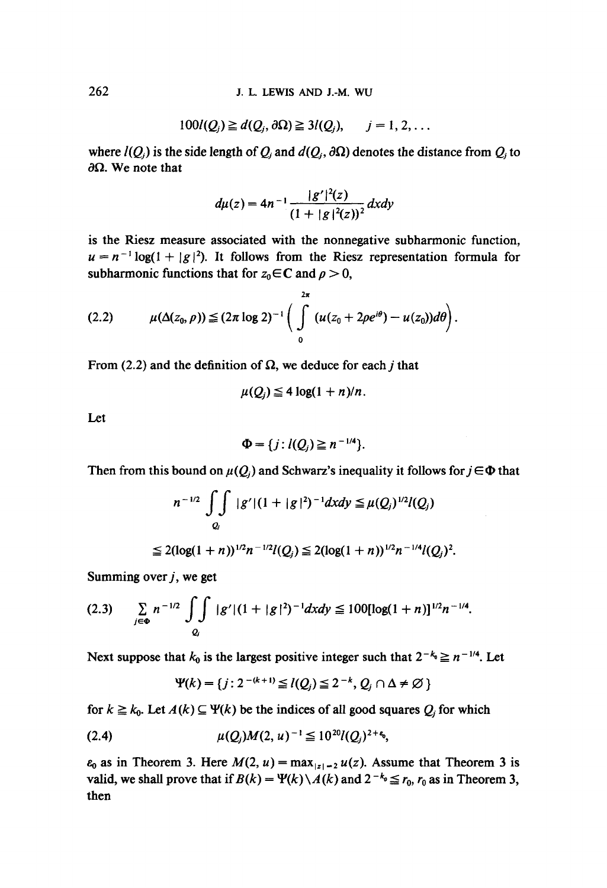$$100l(Q_j) \geqq d(Q_j, \partial\Omega) \geqq 3l(Q_j), \qquad j = 1, 2, \ldots$$

where $l(Q_j)$ is the side length of $Q_j$ and $d(Q_j, \partial\Omega)$ denotes the distance from $Q_j$ to $\partial\Omega$. We note that

$$d\mu(z) = 4n^{-1}\frac{|g'|^2(z)}{(1+|g|^2(z))^2}\,dxdy$$

is the Riesz measure associated with the nonnegative subharmonic function, $u = n^{-1}\log(1+|g|^2)$. It follows from the Riesz representation formula for subharmonic functions that for $z_0 \in \mathbf{C}$ and $\rho > 0$,

$$\mu(\Delta(z_0, \rho)) \leqq (2\pi \log 2)^{-1}\left(\int_0^{2\pi} (u(z_0 + 2\rho e^{i\theta}) - u(z_0))d\theta\right). \tag{2.2}$$

From (2.2) and the definition of $\Omega$, we deduce for each $j$ that

$$\mu(Q_j) \leqq 4\log(1+n)/n.$$

Let

$$\Phi = \{j : l(Q_j) \geqq n^{-1/4}\}.$$

Then from this bound on $\mu(Q_j)$ and Schwarz's inequality it follows for $j \in \Phi$ that

$$n^{-1/2}\iint_{Q_j} |g'|(1+|g|^2)^{-1}dxdy \leqq \mu(Q_j)^{1/2}l(Q_j)$$

$$\leqq 2(\log(1+n))^{1/2}n^{-1/2}l(Q_j) \leqq 2(\log(1+n))^{1/2}n^{-1/4}l(Q_j)^2.$$

Summing over $j$, we get

$$\sum_{j\in\Phi} n^{-1/2}\iint_{Q_j} |g'|(1+|g|^2)^{-1}dxdy \leqq 100[\log(1+n)]^{1/2}n^{-1/4}. \tag{2.3}$$

Next suppose that $k_0$ is the largest positive integer such that $2^{-k_0} \geqq n^{-1/4}$. Let

$$\Psi(k) = \{j : 2^{-(k+1)} \leqq l(Q_j) \leqq 2^{-k},\ Q_j \cap \Delta \neq \varnothing\}$$

for $k \geqq k_0$. Let $A(k) \subseteq \Psi(k)$ be the indices of all good squares $Q_j$ for which

$$\mu(Q_j)M(2, u)^{-1} \leqq 10^{20}l(Q_j)^{2+\varepsilon_0}, \tag{2.4}$$

$\varepsilon_0$ as in Theorem 3. Here $M(2, u) = \max_{|z|=2} u(z)$. Assume that Theorem 3 is valid, we shall prove that if $B(k) = \Psi(k)\setminus A(k)$ and $2^{-k_0} \leqq r_0$, $r_0$ as in Theorem 3, then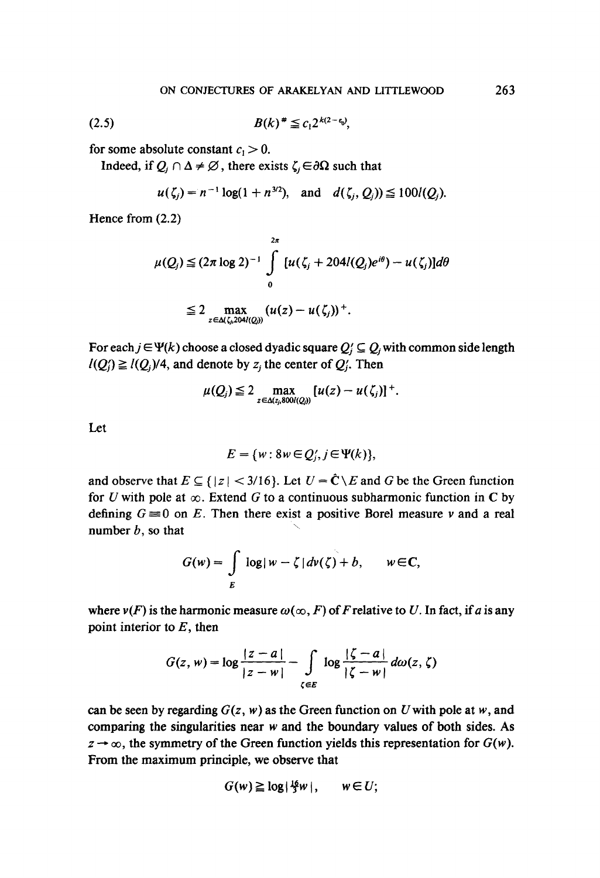$$(2.5) \qquad B(k)^\# \leqq c_1 2^{k(2-\varepsilon_0)},$$

for some absolute constant $c_1 > 0$.

Indeed, if $Q_j \cap \Delta \neq \varnothing$, there exists $\zeta_j \in \partial\Omega$ such that

$$u(\zeta_j) = n^{-1}\log(1 + n^{3/2}), \quad \text{and} \quad d(\zeta_j, Q_j)) \leqq 100 l(Q_j).$$

Hence from (2.2)

$$\mu(Q_j) \leqq (2\pi \log 2)^{-1} \int_0^{2\pi} [u(\zeta_j + 204 l(Q_j)e^{i\theta}) - u(\zeta_j)]d\theta$$

$$\leqq 2 \max_{z \in \Delta(\zeta_j, 204 l(Q_j))} (u(z) - u(\zeta_j))^+.$$

For each $j \in \Psi(k)$ choose a closed dyadic square $Q_j' \subseteq Q_j$ with common side length $l(Q_j') \geqq l(Q_j)/4$, and denote by $z_j$ the center of $Q_j'$. Then

$$\mu(Q_j) \leqq 2 \max_{z \in \Delta(z_j, 800 l(Q_j'))} [u(z) - u(\zeta_j)]^+.$$

Let

$$E = \{w : 8w \in Q_j', j \in \Psi(k)\},$$

and observe that $E \subseteq \{|z| < 3/16\}$. Let $U = \hat{\mathbf{C}} \setminus E$ and $G$ be the Green function for $U$ with pole at $\infty$. Extend $G$ to a continuous subharmonic function in $\mathbf{C}$ by defining $G \equiv 0$ on $E$. Then there exist a positive Borel measure $\nu$ and a real number $b$, so that

$$G(w) = \int_E \log|w - \zeta| d\nu(\zeta) + b, \qquad w \in \mathbf{C},$$

where $\nu(F)$ is the harmonic measure $\omega(\infty, F)$ of $F$ relative to $U$. In fact, if $a$ is any point interior to $E$, then

$$G(z, w) = \log\frac{|z - a|}{|z - w|} - \int_{\zeta \in E} \log\frac{|\zeta - a|}{|\zeta - w|} d\omega(z, \zeta)$$

can be seen by regarding $G(z, w)$ as the Green function on $U$ with pole at $w$, and comparing the singularities near $w$ and the boundary values of both sides. As $z \to \infty$, the symmetry of the Green function yields this representation for $G(w)$. From the maximum principle, we observe that

$$G(w) \geqq \log|\tfrac{16}{3}w|, \qquad w \in U;$$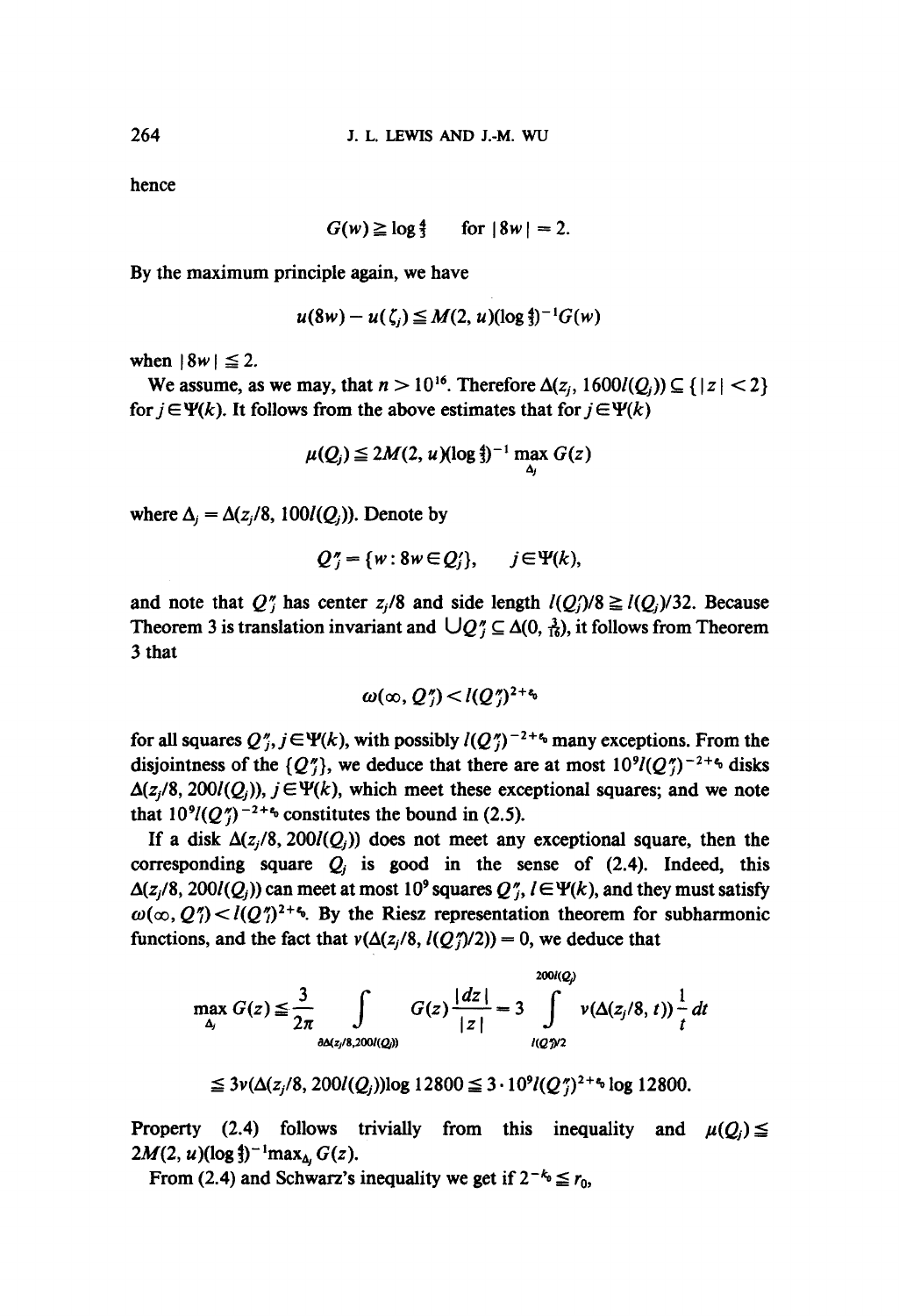hence

$$G(w) \geq \log \tfrac{4}{3} \qquad \text{for } |8w| = 2.$$

By the maximum principle again, we have

$$u(8w) - u(\zeta_j) \leq M(2, u)(\log \tfrac{4}{3})^{-1} G(w)$$

when $|8w| \leq 2$.

We assume, as we may, that $n > 10^{16}$. Therefore $\Delta(z_j, 1600 l(Q_j)) \subseteq \{|z| < 2\}$ for $j \in \Psi(k)$. It follows from the above estimates that for $j \in \Psi(k)$

$$\mu(Q_j) \leq 2M(2, u)(\log \tfrac{4}{3})^{-1} \max_{\Delta_j} G(z)$$

where $\Delta_j = \Delta(z_j/8, 100 l(Q_j))$. Denote by

$$Q_j'' = \{w : 8w \in Q_j'\}, \qquad j \in \Psi(k),$$

and note that $Q_j''$ has center $z_j/8$ and side length $l(Q_j')/8 \geq l(Q_j)/32$. Because Theorem 3 is translation invariant and $\bigcup Q_j'' \subseteq \Delta(0, \tfrac{3}{16})$, it follows from Theorem 3 that

$$\omega(\infty, Q_j'') < l(Q_j'')^{2+\varepsilon_0}$$

for all squares $Q_j''$, $j \in \Psi(k)$, with possibly $l(Q_j'')^{-2+\varepsilon_0}$ many exceptions. From the disjointness of the $\{Q_j''\}$, we deduce that there are at most $10^9 l(Q_j'')^{-2+\varepsilon_0}$ disks $\Delta(z_j/8, 200 l(Q_j))$, $j \in \Psi(k)$, which meet these exceptional squares; and we note that $10^9 l(Q_j'')^{-2+\varepsilon_0}$ constitutes the bound in (2.5).

If a disk $\Delta(z_j/8, 200 l(Q_j))$ does not meet any exceptional square, then the corresponding square $Q_j$ is good in the sense of (2.4). Indeed, this $\Delta(z_j/8, 200 l(Q_j))$ can meet at most $10^9$ squares $Q_l''$, $l \in \Psi(k)$, and they must satisfy $\omega(\infty, Q_l'') < l(Q_l'')^{2+\varepsilon_0}$. By the Riesz representation theorem for subharmonic functions, and the fact that $\nu(\Delta(z_j/8, l(Q_j'')/2)) = 0$, we deduce that

$$\max_{\Delta_j} G(z) \leq \frac{3}{2\pi} \int_{\partial\Delta(z_j/8, 200 l(Q_j))} G(z) \frac{|dz|}{|z|} = 3 \int_{l(Q_j'')/2}^{200 l(Q_j)} \nu(\Delta(z_j/8, t)) \frac{1}{t}\, dt$$

$$\leq 3\nu(\Delta(z_j/8, 200 l(Q_j))) \log 12800 \leq 3 \cdot 10^9 l(Q_j'')^{2+\varepsilon_0} \log 12800.$$

Property (2.4) follows trivially from this inequality and $\mu(Q_j) \leq 2M(2, u)(\log \tfrac{4}{3})^{-1} \max_{\Delta_j} G(z)$.

From (2.4) and Schwarz's inequality we get if $2^{-k_0} \leq r_0$,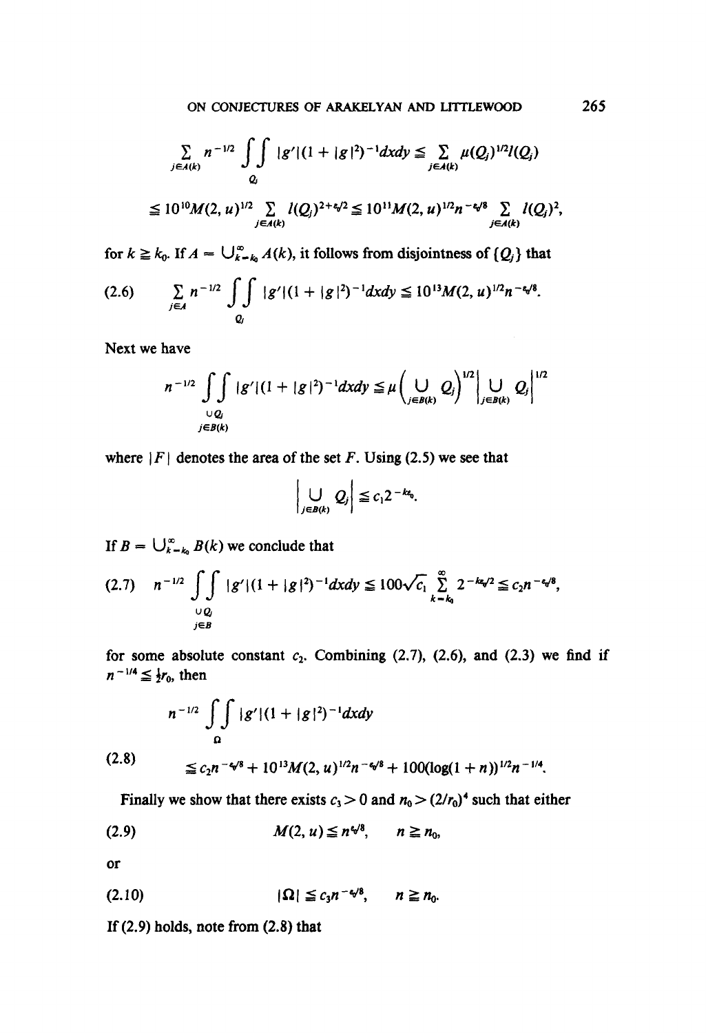$$\sum_{j\in A(k)} n^{-1/2} \iint_{Q_j} |g'|(1+|g|^2)^{-1}dxdy \leqq \sum_{j\in A(k)} \mu(Q_j)^{1/2} l(Q_j)$$

$$\leqq 10^{10} M(2,u)^{1/2} \sum_{j\in A(k)} l(Q_j)^{2+\varepsilon_0/2} \leqq 10^{11} M(2,u)^{1/2} n^{-\varepsilon_0/8} \sum_{j\in A(k)} l(Q_j)^2,$$

for $k \geqq k_0$. If $A = \bigcup_{k=k_0}^{\infty} A(k)$, it follows from disjointness of $\{Q_j\}$ that

$$\sum_{j\in A} n^{-1/2} \iint_{Q_j} |g'|(1+|g|^2)^{-1}dxdy \leqq 10^{13} M(2,u)^{1/2} n^{-\varepsilon_0/8}. \tag{2.6}$$

Next we have

$$n^{-1/2} \iint_{\substack{\cup Q_j\\ j\in B(k)}} |g'|(1+|g|^2)^{-1}dxdy \leqq \mu\Big(\bigcup_{j\in B(k)} Q_j\Big)^{1/2} \Big|\bigcup_{j\in B(k)} Q_j\Big|^{1/2}$$

where $|F|$ denotes the area of the set $F$. Using (2.5) we see that

$$\Big|\bigcup_{j\in B(k)} Q_j\Big| \leqq c_1 2^{-k\varepsilon_0}.$$

If $B = \bigcup_{k=k_0}^{\infty} B(k)$ we conclude that

$$n^{-1/2} \iint_{\substack{\cup Q_j\\ j\in B}} |g'|(1+|g|^2)^{-1}dxdy \leqq 100\sqrt{c_1} \sum_{k=k_0}^{\infty} 2^{-k\varepsilon_0/2} \leqq c_2 n^{-\varepsilon_0/8}, \tag{2.7}$$

for some absolute constant $c_2$. Combining (2.7), (2.6), and (2.3) we find if $n^{-1/4} \leqq \frac{1}{2} r_0$, then

$$\begin{aligned} &n^{-1/2} \iint_{\Omega} |g'|(1+|g|^2)^{-1}dxdy \\ &\leqq c_2 n^{-\varepsilon_0/8} + 10^{13} M(2,u)^{1/2} n^{-\varepsilon_0/8} + 100(\log(1+n))^{1/2} n^{-1/4}. \end{aligned} \tag{2.8}$$

Finally we show that there exists $c_3 > 0$ and $n_0 > (2/r_0)^4$ such that either

$$M(2,u) \leqq n^{\varepsilon_0/8}, \qquad n \geqq n_0, \tag{2.9}$$

or

$$|\Omega| \leqq c_3 n^{-\varepsilon_0/8}, \qquad n \geqq n_0. \tag{2.10}$$

If (2.9) holds, note from (2.8) that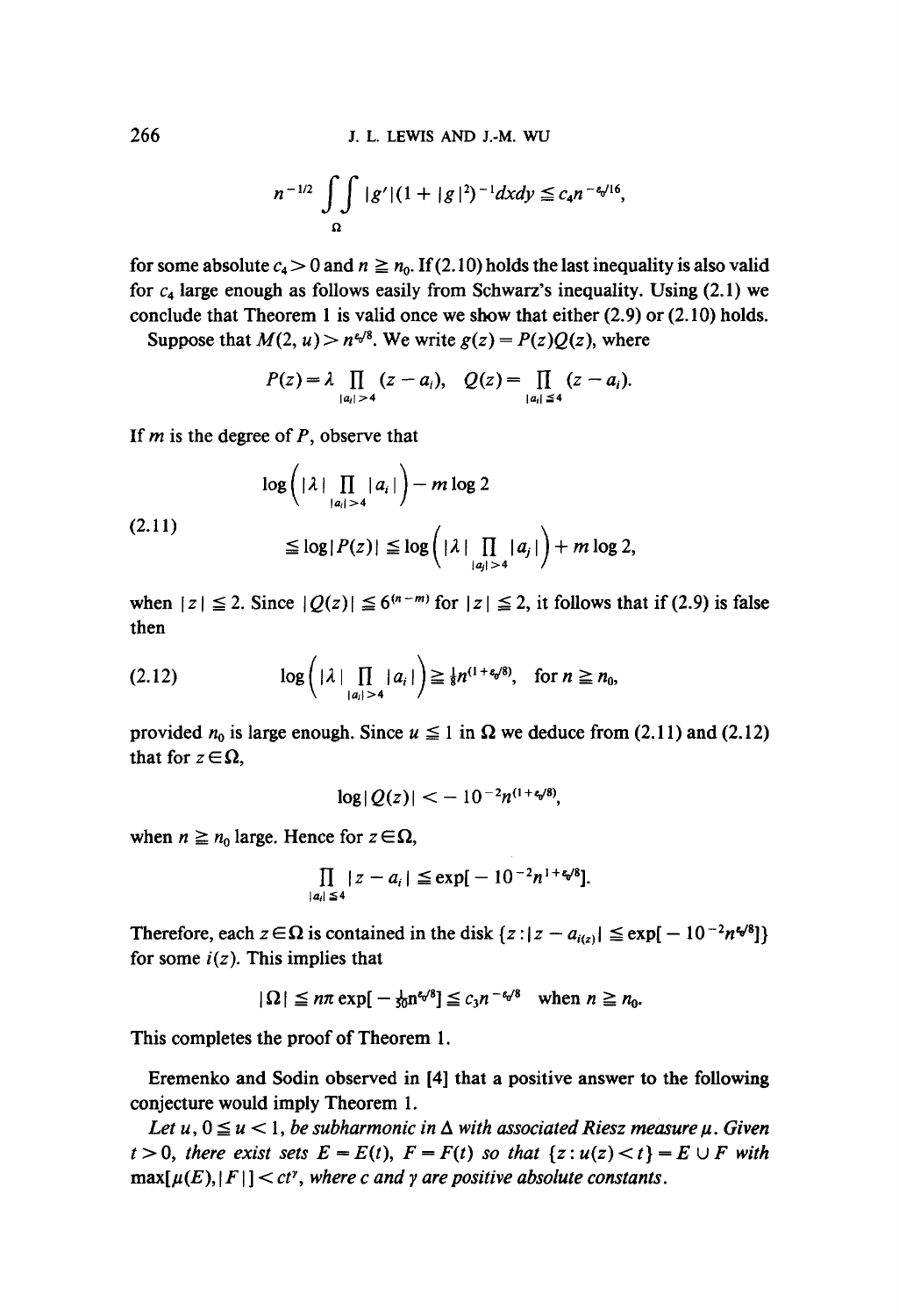$$n^{-1/2} \iint_{\Omega} |g'|(1+|g|^2)^{-1} dx dy \leqq c_4 n^{-\varepsilon_0/16},$$

for some absolute $c_4 > 0$ and $n \geqq n_0$. If (2.10) holds the last inequality is also valid for $c_4$ large enough as follows easily from Schwarz's inequality. Using (2.1) we conclude that Theorem 1 is valid once we show that either (2.9) or (2.10) holds.

Suppose that $M(2, u) > n^{\varepsilon_0/8}$. We write $g(z) = P(z)Q(z)$, where

$$P(z) = \lambda \prod_{|a_i|>4} (z - a_i), \quad Q(z) = \prod_{|a_i| \leqq 4} (z - a_i).$$

If $m$ is the degree of $P$, observe that

$$\tag{2.11} \begin{aligned} &\log\Big(|\lambda| \prod_{|a_i|>4} |a_i|\Big) - m \log 2 \\ &\leqq \log|P(z)| \leqq \log\Big(|\lambda| \prod_{|a_j|>4} |a_j|\Big) + m \log 2, \end{aligned}$$

when $|z| \leqq 2$. Since $|Q(z)| \leqq 6^{(n-m)}$ for $|z| \leqq 2$, it follows that if (2.9) is false then

$$\tag{2.12} \log\Big(|\lambda| \prod_{|a_i|>4} |a_i|\Big) \geqq \tfrac{1}{8} n^{(1+\varepsilon_0/8)}, \quad \text{for } n \geqq n_0,$$

provided $n_0$ is large enough. Since $u \leqq 1$ in $\Omega$ we deduce from (2.11) and (2.12) that for $z \in \Omega$,

$$\log|Q(z)| < -10^{-2} n^{(1+\varepsilon_0/8)},$$

when $n \geqq n_0$ large. Hence for $z \in \Omega$,

$$\prod_{|a_i| \leqq 4} |z - a_i| \leqq \exp[-10^{-2} n^{1+\varepsilon_0/8}].$$

Therefore, each $z \in \Omega$ is contained in the disk $\{z : |z - a_{i(z)}| \leqq \exp[-10^{-2} n^{\varepsilon_0/8}]\}$ for some $i(z)$. This implies that

$$|\Omega| \leqq n\pi \exp[-\tfrac{1}{50} n^{\varepsilon_0/8}] \leqq c_3 n^{-\varepsilon_0/8} \quad \text{when } n \geqq n_0.$$

This completes the proof of Theorem 1.

Eremenko and Sodin observed in [4] that a positive answer to the following conjecture would imply Theorem 1.

*Let $u$, $0 \leqq u < 1$, be subharmonic in $\Delta$ with associated Riesz measure $\mu$. Given $t > 0$, there exist sets $E = E(t)$, $F = F(t)$ so that $\{z : u(z) < t\} = E \cup F$ with $\max[\mu(E), |F|] < ct^{\gamma}$, where $c$ and $\gamma$ are positive absolute constants.*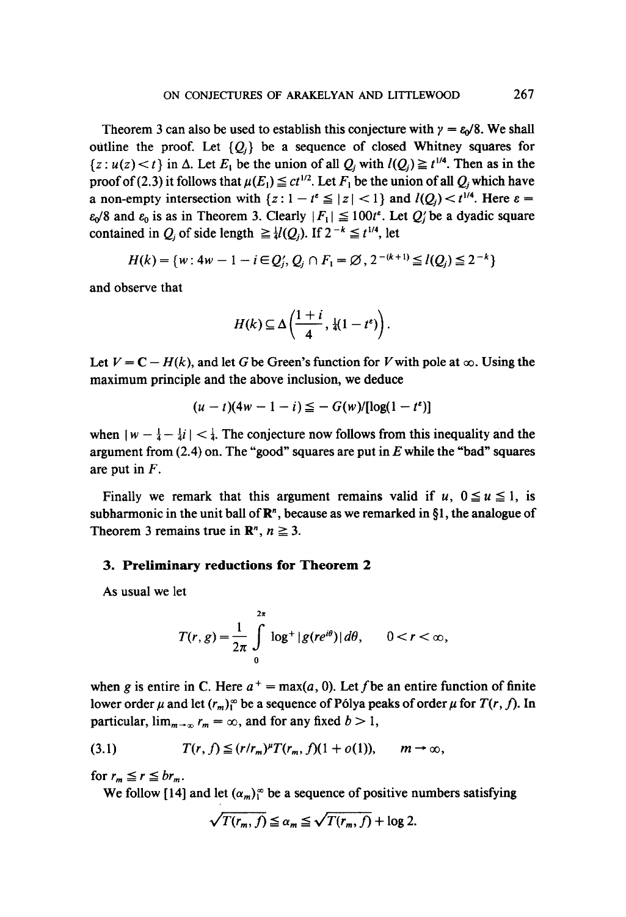Theorem 3 can also be used to establish this conjecture with $\gamma = \varepsilon_0/8$. We shall outline the proof. Let $\{Q_j\}$ be a sequence of closed Whitney squares for $\{z : u(z) < t\}$ in $\Delta$. Let $E_1$ be the union of all $Q_j$ with $l(Q_j) \geqq t^{1/4}$. Then as in the proof of (2.3) it follows that $\mu(E_1) \leqq ct^{1/2}$. Let $F_1$ be the union of all $Q_j$ which have a non-empty intersection with $\{z : 1 - t^\varepsilon \leqq |z| < 1\}$ and $l(Q_j) < t^{1/4}$. Here $\varepsilon = \varepsilon_0/8$ and $\varepsilon_0$ is as in Theorem 3. Clearly $|F_1| \leqq 100t^\varepsilon$. Let $Q_j'$ be a dyadic square contained in $Q_j$ of side length $\geqq \frac{1}{4}l(Q_j)$. If $2^{-k} \leqq t^{1/4}$, let

$$H(k) = \{w : 4w - 1 - i \in Q_j', Q_j \cap F_1 = \varnothing, 2^{-(k+1)} \leqq l(Q_j) \leqq 2^{-k}\}$$

and observe that

$$H(k) \subseteq \Delta\left(\frac{1+i}{4}, \tfrac{1}{4}(1 - t^\varepsilon)\right).$$

Let $V = \mathbf{C} - H(k)$, and let $G$ be Green's function for $V$ with pole at $\infty$. Using the maximum principle and the above inclusion, we deduce

$$(u - t)(4w - 1 - i) \leqq -G(w)/[\log(1 - t^\varepsilon)]$$

when $|w - \frac{1}{4} - \frac{1}{4}i| < \frac{1}{4}$. The conjecture now follows from this inequality and the argument from (2.4) on. The "good" squares are put in $E$ while the "bad" squares are put in $F$.

Finally we remark that this argument remains valid if $u$, $0 \leqq u \leqq 1$, is subharmonic in the unit ball of $\mathbf{R}^n$, because as we remarked in §1, the analogue of Theorem 3 remains true in $\mathbf{R}^n$, $n \geqq 3$.

## 3. Preliminary reductions for Theorem 2

As usual we let

$$T(r, g) = \frac{1}{2\pi} \int_0^{2\pi} \log^+ |g(re^{i\theta})| \, d\theta, \qquad 0 < r < \infty,$$

when $g$ is entire in $\mathbf{C}$. Here $a^+ = \max(a, 0)$. Let $f$ be an entire function of finite lower order $\mu$ and let $(r_m)_1^\infty$ be a sequence of Pólya peaks of order $\mu$ for $T(r, f)$. In particular, $\lim_{m \to \infty} r_m = \infty$, and for any fixed $b > 1$,

$$T(r, f) \leqq (r/r_m)^\mu T(r_m, f)(1 + o(1)), \qquad m \to \infty, \tag{3.1}$$

for $r_m \leqq r \leqq br_m$.

We follow [14] and let $(\alpha_m)_1^\infty$ be a sequence of positive numbers satisfying

$$\sqrt{T(r_m, f)} \leqq \alpha_m \leqq \sqrt{T(r_m, f)} + \log 2.$$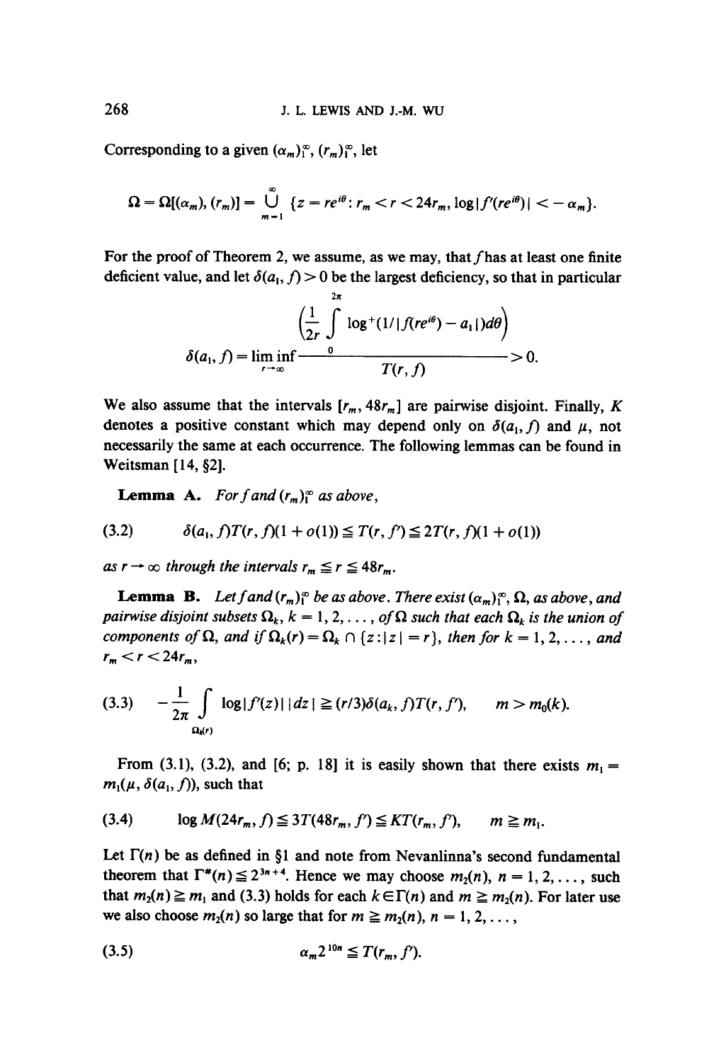Corresponding to a given $(\alpha_m)_1^\infty$, $(r_m)_1^\infty$, let

$$\Omega = \Omega[(\alpha_m), (r_m)] = \bigcup_{m=1}^{\infty} \{z = re^{i\theta} : r_m < r < 24r_m, \log|f'(re^{i\theta})| < -\alpha_m\}.$$

For the proof of Theorem 2, we assume, as we may, that $f$ has at least one finite deficient value, and let $\delta(a_1, f) > 0$ be the largest deficiency, so that in particular

$$\delta(a_1, f) = \liminf_{r \to \infty} \frac{\left(\frac{1}{2r}\int_0^{2\pi} \log^+(1/|f(re^{i\theta}) - a_1|)d\theta\right)}{T(r, f)} > 0.$$

We also assume that the intervals $[r_m, 48r_m]$ are pairwise disjoint. Finally, $K$ denotes a positive constant which may depend only on $\delta(a_1, f)$ and $\mu$, not necessarily the same at each occurrence. The following lemmas can be found in Weitsman [14, §2].

**Lemma A.** *For $f$ and $(r_m)_1^\infty$ as above,*

$$\delta(a_1, f)T(r, f)(1 + o(1)) \leqq T(r, f') \leqq 2T(r, f)(1 + o(1)) \tag{3.2}$$

*as $r \to \infty$ through the intervals $r_m \leqq r \leqq 48r_m$.*

**Lemma B.** *Let $f$ and $(r_m)_1^\infty$ be as above. There exist $(\alpha_m)_1^\infty$, $\Omega$, as above, and pairwise disjoint subsets $\Omega_k$, $k = 1, 2, \ldots$, of $\Omega$ such that each $\Omega_k$ is the union of components of $\Omega$, and if $\Omega_k(r) = \Omega_k \cap \{z : |z| = r\}$, then for $k = 1, 2, \ldots$, and $r_m < r < 24r_m$,*

$$-\frac{1}{2\pi}\int_{\Omega_k(r)} \log|f'(z)|\,|dz| \geqq (r/3)\delta(a_k, f)T(r, f'), \qquad m > m_0(k). \tag{3.3}$$

From (3.1), (3.2), and [6; p. 18] it is easily shown that there exists $m_1 = m_1(\mu, \delta(a_1, f))$, such that

$$\log M(24r_m, f) \leqq 3T(48r_m, f') \leqq KT(r_m, f'), \qquad m \geqq m_1. \tag{3.4}$$

Let $\Gamma(n)$ be as defined in §1 and note from Nevanlinna's second fundamental theorem that $\Gamma^*(n) \leqq 2^{3n+4}$. Hence we may choose $m_2(n)$, $n = 1, 2, \ldots$, such that $m_2(n) \geqq m_1$ and (3.3) holds for each $k \in \Gamma(n)$ and $m \geqq m_2(n)$. For later use we also choose $m_2(n)$ so large that for $m \geqq m_2(n)$, $n = 1, 2, \ldots$,

$$\alpha_m 2^{10n} \leqq T(r_m, f'). \tag{3.5}$$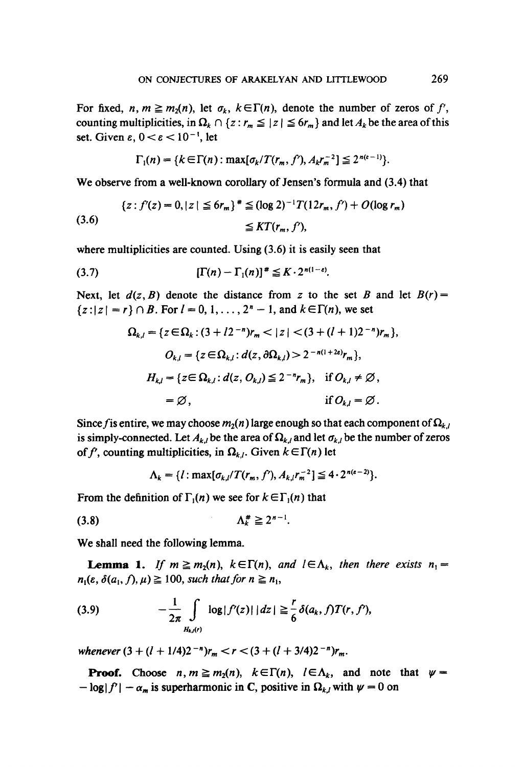For fixed, $n, m \geqq m_2(n)$, let $\sigma_k$, $k \in \Gamma(n)$, denote the number of zeros of $f'$, counting multiplicities, in $\Omega_k \cap \{z : r_m \leqq |z| \leqq 6r_m\}$ and let $A_k$ be the area of this set. Given $\varepsilon$, $0 < \varepsilon < 10^{-1}$, let

$$\Gamma_1(n) = \{k \in \Gamma(n) : \max[\sigma_k / T(r_m, f'), A_k r_m^{-2}] \leqq 2^{n(\varepsilon - 1)}\}.$$

We observe from a well-known corollary of Jensen's formula and (3.4) that

$$\begin{aligned} \{z : f'(z) = 0, |z| \leqq 6r_m\}^{\#} &\leqq (\log 2)^{-1} T(12r_m, f') + O(\log r_m) \\ &\leqq K T(r_m, f'), \end{aligned} \tag{3.6}$$

where multiplicities are counted. Using (3.6) it is easily seen that

$$[\Gamma(n) - \Gamma_1(n)]^{\#} \leqq K \cdot 2^{n(1-\varepsilon)}. \tag{3.7}$$

Next, let $d(z, B)$ denote the distance from $z$ to the set $B$ and let $B(r) = \{z : |z| = r\} \cap B$. For $l = 0, 1, \ldots, 2^n - 1$, and $k \in \Gamma(n)$, we set

$$\Omega_{k,l} = \{z \in \Omega_k : (3 + l2^{-n})r_m < |z| < (3 + (l+1)2^{-n})r_m\},$$

$$O_{k,l} = \{z \in \Omega_{k,l} : d(z, \partial\Omega_{k,l}) > 2^{-n(1+2\varepsilon)} r_m\},$$

$$\begin{aligned} H_{k,l} &= \{z \in \Omega_{k,l} : d(z, O_{k,l}) \leqq 2^{-n} r_m\}, \quad \text{if } O_{k,l} \neq \varnothing, \\ &= \varnothing, \qquad\qquad\qquad\qquad\qquad\qquad \text{if } O_{k,l} = \varnothing. \end{aligned}$$

Since $f$ is entire, we may choose $m_2(n)$ large enough so that each component of $\Omega_{k,l}$ is simply-connected. Let $A_{k,l}$ be the area of $\Omega_{k,l}$ and let $\sigma_{k,l}$ be the number of zeros of $f'$, counting multiplicities, in $\Omega_{k,l}$. Given $k \in \Gamma(n)$ let

$$\Lambda_k = \{l : \max[\sigma_{k,l}/T(r_m, f'), A_{k,l} r_m^{-2}] \leqq 4 \cdot 2^{n(\varepsilon - 2)}\}.$$

From the definition of $\Gamma_1(n)$ we see for $k \in \Gamma_1(n)$ that

$$\Lambda_k^{\#} \geqq 2^{n-1}. \tag{3.8}$$

We shall need the following lemma.

**Lemma 1.** *If $m \geqq m_2(n)$, $k \in \Gamma(n)$, and $l \in \Lambda_k$, then there exists $n_1 = n_1(\varepsilon, \delta(a_1, f), \mu) \geqq 100$, such that for $n \geqq n_1$,*

$$-\frac{1}{2\pi} \int_{H_{k,l}(r)} \log|f'(z)|\, |dz| \geqq \frac{r}{6} \delta(a_k, f) T(r, f'), \tag{3.9}$$

*whenever $(3 + (l + 1/4)2^{-n})r_m < r < (3 + (l + 3/4)2^{-n})r_m$.*

**Proof.** Choose $n, m \geqq m_2(n)$, $k \in \Gamma(n)$, $l \in \Lambda_k$, and note that $\psi = -\log|f'| - \alpha_m$ is superharmonic in $\mathbf{C}$, positive in $\Omega_{k,l}$ with $\psi = 0$ on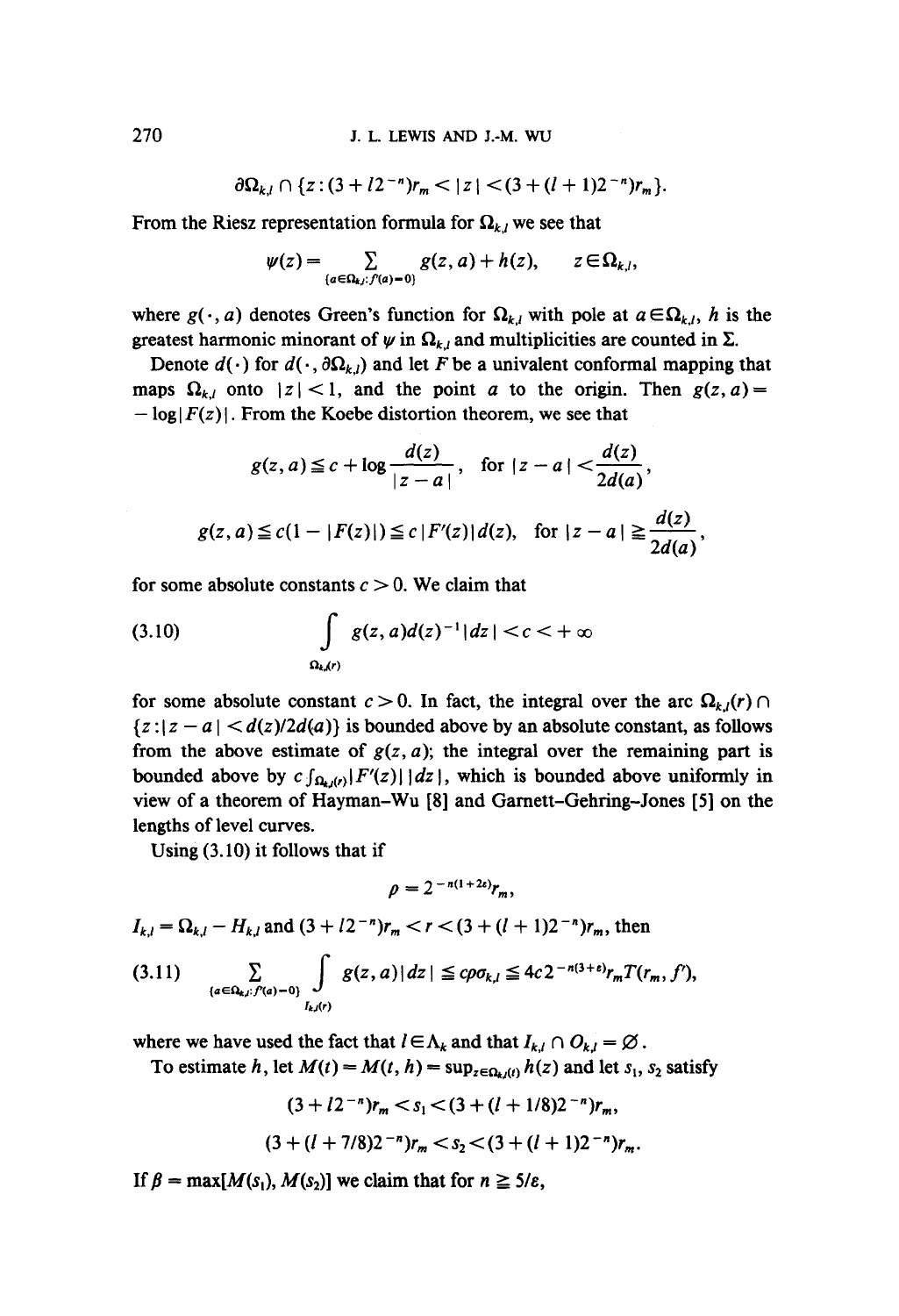$$\partial\Omega_{k,l} \cap \{z : (3 + l2^{-n})r_m < |z| < (3 + (l+1)2^{-n})r_m\}.$$

From the Riesz representation formula for $\Omega_{k,l}$ we see that

$$\psi(z) = \sum_{\{a \in \Omega_{k,l} : f'(a) = 0\}} g(z, a) + h(z), \qquad z \in \Omega_{k,l},$$

where $g(\cdot, a)$ denotes Green's function for $\Omega_{k,l}$ with pole at $a \in \Omega_{k,l}$, $h$ is the greatest harmonic minorant of $\psi$ in $\Omega_{k,l}$ and multiplicities are counted in $\Sigma$.

Denote $d(\cdot)$ for $d(\cdot, \partial\Omega_{k,l})$ and let $F$ be a univalent conformal mapping that maps $\Omega_{k,l}$ onto $|z| < 1$, and the point $a$ to the origin. Then $g(z, a) = -\log|F(z)|$. From the Koebe distortion theorem, we see that

$$g(z, a) \leq c + \log\frac{d(z)}{|z - a|}, \quad \text{for } |z - a| < \frac{d(z)}{2d(a)},$$

$$g(z, a) \leq c(1 - |F(z)|) \leq c|F'(z)|d(z), \quad \text{for } |z - a| \geq \frac{d(z)}{2d(a)},$$

for some absolute constants $c > 0$. We claim that

$$\int_{\Omega_{k,l}(r)} g(z, a) d(z)^{-1} |dz| < c < +\infty \tag{3.10}$$

for some absolute constant $c > 0$. In fact, the integral over the arc $\Omega_{k,l}(r) \cap \{z : |z - a| < d(z)/2d(a)\}$ is bounded above by an absolute constant, as follows from the above estimate of $g(z, a)$; the integral over the remaining part is bounded above by $c\int_{\Omega_{k,l}(r)} |F'(z)|\,|dz|$, which is bounded above uniformly in view of a theorem of Hayman–Wu [8] and Garnett–Gehring–Jones [5] on the lengths of level curves.

Using (3.10) it follows that if

$$\rho = 2^{-n(1+2\varepsilon)} r_m,$$

$I_{k,l} = \Omega_{k,l} - H_{k,l}$ and $(3 + l2^{-n})r_m < r < (3 + (l+1)2^{-n})r_m$, then

$$\sum_{\{a \in \Omega_{k,l} : f'(a) = 0\}} \int_{I_{k,l}(r)} g(z, a) |dz| \leq c\rho\sigma_{k,l} \leq 4c2^{-n(3+\varepsilon)} r_m T(r_m, f'), \tag{3.11}$$

where we have used the fact that $l \in \Lambda_k$ and that $I_{k,l} \cap O_{k,l} = \varnothing$.

To estimate $h$, let $M(t) = M(t, h) = \sup_{z \in \Omega_{k,l}(t)} h(z)$ and let $s_1, s_2$ satisfy

$$(3 + l2^{-n})r_m < s_1 < (3 + (l + 1/8)2^{-n})r_m,$$

$$(3 + (l + 7/8)2^{-n})r_m < s_2 < (3 + (l+1)2^{-n})r_m.$$

If $\beta = \max[M(s_1), M(s_2)]$ we claim that for $n \geq 5/\varepsilon$,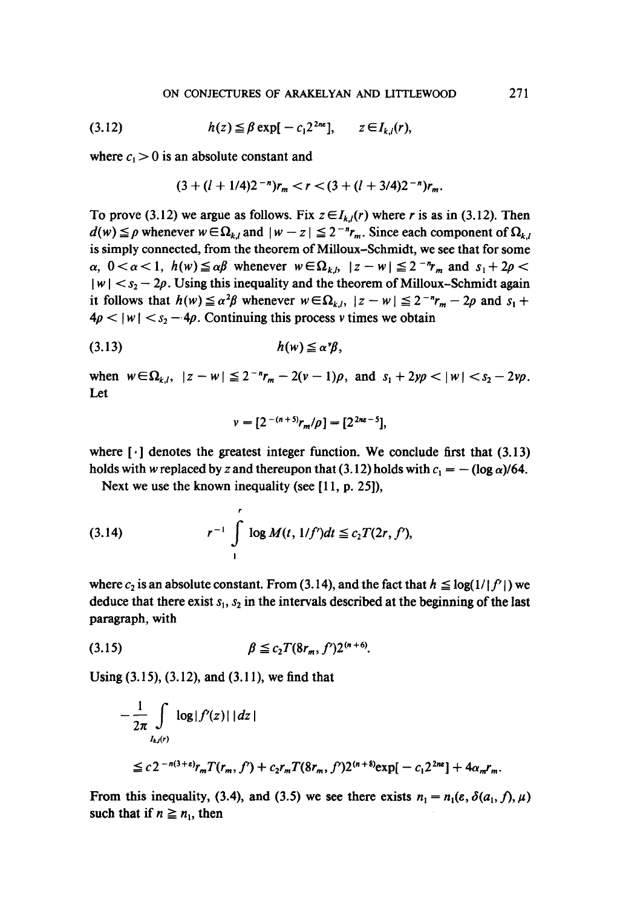$$h(z) \leqq \beta \exp[-c_1 2^{2n\varepsilon}], \qquad z \in I_{k,l}(r), \tag{3.12}$$

where $c_1 > 0$ is an absolute constant and

$$(3 + (l + 1/4)2^{-n})r_m < r < (3 + (l + 3/4)2^{-n})r_m.$$

To prove (3.12) we argue as follows. Fix $z \in I_{k,l}(r)$ where $r$ is as in (3.12). Then $d(w) \leqq \rho$ whenever $w \in \Omega_{k,l}$ and $|w - z| \leqq 2^{-n}r_m$. Since each component of $\Omega_{k,l}$ is simply connected, from the theorem of Milloux–Schmidt, we see that for some $\alpha$, $0 < \alpha < 1$, $h(w) \leqq \alpha\beta$ whenever $w \in \Omega_{k,l}$, $|z - w| \leqq 2^{-n}r_m$ and $s_1 + 2\rho < |w| < s_2 - 2\rho$. Using this inequality and the theorem of Milloux–Schmidt again it follows that $h(w) \leqq \alpha^2\beta$ whenever $w \in \Omega_{k,l}$, $|z - w| \leqq 2^{-n}r_m - 2\rho$ and $s_1 + 4\rho < |w| < s_2 - 4\rho$. Continuing this process $\nu$ times we obtain

$$h(w) \leqq \alpha^{\nu}\beta, \tag{3.13}$$

when $w \in \Omega_{k,l}$, $|z - w| \leqq 2^{-n}r_m - 2(\nu - 1)\rho$, and $s_1 + 2\nu\rho < |w| < s_2 - 2\nu\rho$. Let

$$\nu = [2^{-(n+5)}r_m/\rho] = [2^{2n\varepsilon - 5}],$$

where $[\cdot]$ denotes the greatest integer function. We conclude first that (3.13) holds with $w$ replaced by $z$ and thereupon that (3.12) holds with $c_1 = -(\log \alpha)/64$.

Next we use the known inequality (see [11, p. 25]),

$$r^{-1} \int_1^r \log M(t, 1/f')dt \leqq c_2 T(2r, f'), \tag{3.14}$$

where $c_2$ is an absolute constant. From (3.14), and the fact that $h \leqq \log(1/|f'|)$ we deduce that there exist $s_1, s_2$ in the intervals described at the beginning of the last paragraph, with

$$\beta \leqq c_2 T(8r_m, f')2^{(n+6)}. \tag{3.15}$$

Using (3.15), (3.12), and (3.11), we find that

$$-\frac{1}{2\pi} \int_{I_{k,l}(r)} \log|f'(z)|\,|dz|$$

$$\leqq c2^{-n(3+\varepsilon)}r_m T(r_m, f') + c_2 r_m T(8r_m, f')2^{(n+8)}\exp[-c_1 2^{2n\varepsilon}] + 4\alpha_m r_m.$$

From this inequality, (3.4), and (3.5) we see there exists $n_1 = n_1(\varepsilon, \delta(a_1, f), \mu)$ such that if $n \geqq n_1$, then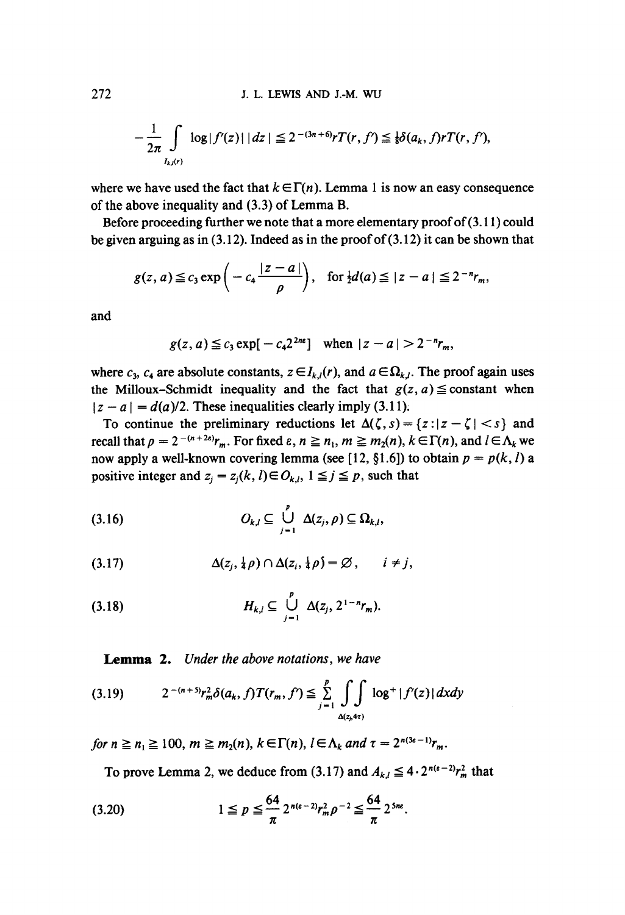$$-\frac{1}{2\pi}\int_{I_{k,l}(r)} \log|f'(z)|\,|dz| \leqq 2^{-(3n+6)} rT(r,f') \leqq \tfrac{1}{8}\delta(a_k,f) rT(r,f'),$$

where we have used the fact that $k \in \Gamma(n)$. Lemma 1 is now an easy consequence of the above inequality and (3.3) of Lemma B.

Before proceeding further we note that a more elementary proof of (3.11) could be given arguing as in (3.12). Indeed as in the proof of (3.12) it can be shown that

$$g(z,a) \leqq c_3 \exp\left(-c_4 \frac{|z-a|}{\rho}\right), \quad \text{for } \tfrac{1}{2}d(a) \leqq |z-a| \leqq 2^{-n} r_m,$$

and

$$g(z,a) \leqq c_3 \exp[-c_4 2^{2n\varepsilon}] \quad \text{when } |z-a| > 2^{-n} r_m,$$

where $c_3$, $c_4$ are absolute constants, $z \in I_{k,l}(r)$, and $a \in \Omega_{k,l}$. The proof again uses the Milloux-Schmidt inequality and the fact that $g(z,a) \leqq$ constant when $|z-a| = d(a)/2$. These inequalities clearly imply (3.11).

To continue the preliminary reductions let $\Delta(\zeta, s) = \{z : |z-\zeta| < s\}$ and recall that $\rho = 2^{-(n+2\varepsilon)} r_m$. For fixed $\varepsilon$, $n \geqq n_1$, $m \geqq m_2(n)$, $k \in \Gamma(n)$, and $l \in \Lambda_k$ we now apply a well-known covering lemma (see [12, §1.6]) to obtain $p = p(k,l)$ a positive integer and $z_j = z_j(k,l) \in O_{k,l}$, $1 \leqq j \leqq p$, such that

$$O_{k,l} \subseteq \bigcup_{j=1}^{p} \Delta(z_j, \rho) \subseteq \Omega_{k,l}, \tag{3.16}$$

$$\Delta(z_j, \tfrac{1}{4}\rho) \cap \Delta(z_i, \tfrac{1}{4}\rho) = \varnothing, \qquad i \neq j, \tag{3.17}$$

$$H_{k,l} \subseteq \bigcup_{j=1}^{p} \Delta(z_j, 2^{1-n} r_m). \tag{3.18}$$

**Lemma 2.** *Under the above notations, we have*

$$2^{-(n+5)} r_m^2 \delta(a_k, f) T(r_m, f') \leqq \sum_{j=1}^{p} \iint_{\Delta(z_j, 4\tau)} \log^+ |f'(z)|\, dxdy \tag{3.19}$$

*for* $n \geqq n_1 \geqq 100$, $m \geqq m_2(n)$, $k \in \Gamma(n)$, $l \in \Lambda_k$ *and* $\tau = 2^{n(3\varepsilon-1)} r_m$.

To prove Lemma 2, we deduce from (3.17) and $A_{k,l} \leqq 4 \cdot 2^{n(\varepsilon-2)} r_m^2$ that

$$1 \leqq p \leqq \frac{64}{\pi} 2^{n(\varepsilon-2)} r_m^2 \rho^{-2} \leqq \frac{64}{\pi} 2^{5n\varepsilon}. \tag{3.20}$$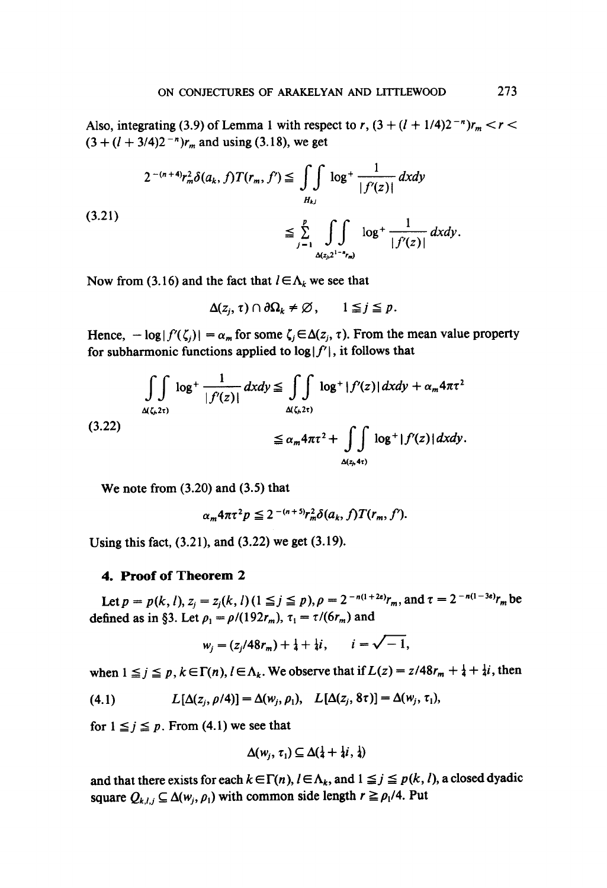Also, integrating (3.9) of Lemma 1 with respect to $r$, $(3 + (l + 1/4)2^{-n})r_m < r < (3 + (l + 3/4)2^{-n})r_m$ and using (3.18), we get

$$
\begin{aligned}
2^{-(n+4)}r_m^2\delta(a_k, f)T(r_m, f') &\leqq \iint_{H_{k,l}} \log^+ \frac{1}{|f'(z)|}\,dxdy \\
&\leqq \sum_{j=1}^{p} \iint_{\Delta(z_j, 2^{1-n}r_m)} \log^+ \frac{1}{|f'(z)|}\,dxdy.
\end{aligned}
\tag{3.21}
$$

Now from (3.16) and the fact that $l \in \Lambda_k$ we see that

$$\Delta(z_j, \tau) \cap \partial\Omega_k \neq \varnothing, \qquad 1 \leqq j \leqq p.$$

Hence, $-\log|f'(\zeta_j)| = \alpha_m$ for some $\zeta_j \in \Delta(z_j, \tau)$. From the mean value property for subharmonic functions applied to $\log|f'|$, it follows that

$$
\begin{aligned}
\iint_{\Delta(\zeta_j, 2\tau)} \log^+ \frac{1}{|f'(z)|}\,dxdy &\leqq \iint_{\Delta(\zeta_j, 2\tau)} \log^+ |f'(z)|\,dxdy + \alpha_m 4\pi\tau^2 \\
&\leqq \alpha_m 4\pi\tau^2 + \iint_{\Delta(z_j, 4\tau)} \log^+ |f'(z)|\,dxdy.
\end{aligned}
\tag{3.22}
$$

We note from (3.20) and (3.5) that

$$\alpha_m 4\pi\tau^2 p \leqq 2^{-(n+5)}r_m^2\delta(a_k, f)T(r_m, f').$$

Using this fact, (3.21), and (3.22) we get (3.19).

## 4. Proof of Theorem 2

Let $p = p(k, l)$, $z_j = z_j(k, l)$ $(1 \leqq j \leqq p)$, $\rho = 2^{-n(1+2\varepsilon)}r_m$, and $\tau = 2^{-n(1-3\varepsilon)}r_m$ be defined as in §3. Let $\rho_1 = \rho/(192r_m)$, $\tau_1 = \tau/(6r_m)$ and

$$w_j = (z_j/48r_m) + \tfrac{1}{4} + \tfrac{1}{4}i, \qquad i = \sqrt{-1},$$

when $1 \leqq j \leqq p$, $k \in \Gamma(n)$, $l \in \Lambda_k$. We observe that if $L(z) = z/48r_m + \frac{1}{4} + \frac{1}{4}i$, then

$$L[\Delta(z_j, \rho/4)] = \Delta(w_j, \rho_1), \quad L[\Delta(z_j, 8\tau)] = \Delta(w_j, \tau_1), \tag{4.1}$$

for $1 \leqq j \leqq p$. From (4.1) we see that

$$\Delta(w_j, \tau_1) \subseteq \Delta(\tfrac{1}{4} + \tfrac{1}{4}i, \tfrac{1}{4})$$

and that there exists for each $k \in \Gamma(n)$, $l \in \Lambda_k$, and $1 \leqq j \leqq p(k, l)$, a closed dyadic square $Q_{k,l,j} \subseteq \Delta(w_j, \rho_1)$ with common side length $r \geqq \rho_1/4$. Put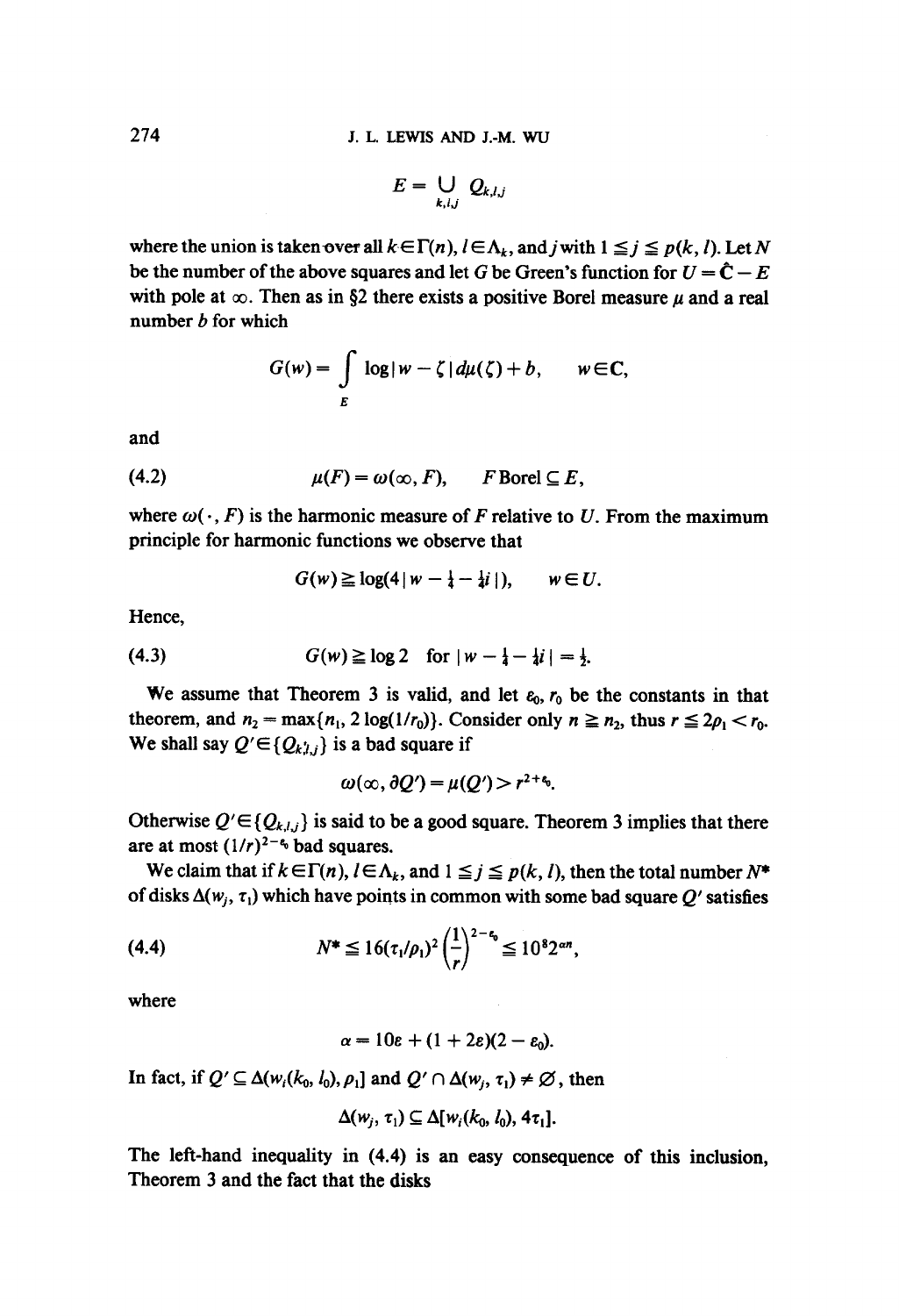$$E = \bigcup_{k,l,j} Q_{k,l,j}$$

where the union is taken over all $k \in \Gamma(n)$, $l \in \Lambda_k$, and $j$ with $1 \leqq j \leqq p(k, l)$. Let $N$ be the number of the above squares and let $G$ be Green's function for $U = \hat{\mathbf{C}} - E$ with pole at $\infty$. Then as in §2 there exists a positive Borel measure $\mu$ and a real number $b$ for which

$$G(w) = \int_E \log|w - \zeta|\, d\mu(\zeta) + b, \qquad w \in \mathbf{C},$$

and

$$\mu(F) = \omega(\infty, F), \qquad F \text{ Borel} \subseteq E, \tag{4.2}$$

where $\omega(\cdot, F)$ is the harmonic measure of $F$ relative to $U$. From the maximum principle for harmonic functions we observe that

$$G(w) \geqq \log(4|w - \tfrac{1}{4} - \tfrac{1}{4}i|), \qquad w \in U.$$

Hence,

$$G(w) \geqq \log 2 \quad \text{for } |w - \tfrac{1}{4} - \tfrac{1}{4}i| = \tfrac{1}{2}. \tag{4.3}$$

We assume that Theorem 3 is valid, and let $\varepsilon_0$, $r_0$ be the constants in that theorem, and $n_2 = \max\{n_1, 2\log(1/r_0)\}$. Consider only $n \geqq n_2$, thus $r \leqq 2\rho_1 < r_0$. We shall say $Q' \in \{Q_{k,l,j}\}$ is a bad square if

$$\omega(\infty, \partial Q') = \mu(Q') > r^{2+\varepsilon_0}.$$

Otherwise $Q' \in \{Q_{k,l,j}\}$ is said to be a good square. Theorem 3 implies that there are at most $(1/r)^{2-\varepsilon_0}$ bad squares.

We claim that if $k \in \Gamma(n)$, $l \in \Lambda_k$, and $1 \leqq j \leqq p(k, l)$, then the total number $N^*$ of disks $\Delta(w_j, \tau_1)$ which have points in common with some bad square $Q'$ satisfies

$$N^* \leqq 16(\tau_1/\rho_1)^2 \left(\frac{1}{r}\right)^{2-\varepsilon_0} \leqq 10^8 2^{\alpha n}, \tag{4.4}$$

where

$$\alpha = 10\varepsilon + (1 + 2\varepsilon)(2 - \varepsilon_0).$$

In fact, if $Q' \subseteq \Delta(w_i(k_0, l_0), \rho_1]$ and $Q' \cap \Delta(w_j, \tau_1) \neq \varnothing$, then

$$\Delta(w_j, \tau_1) \subseteq \Delta[w_i(k_0, l_0), 4\tau_1].$$

The left-hand inequality in (4.4) is an easy consequence of this inclusion, Theorem 3 and the fact that the disks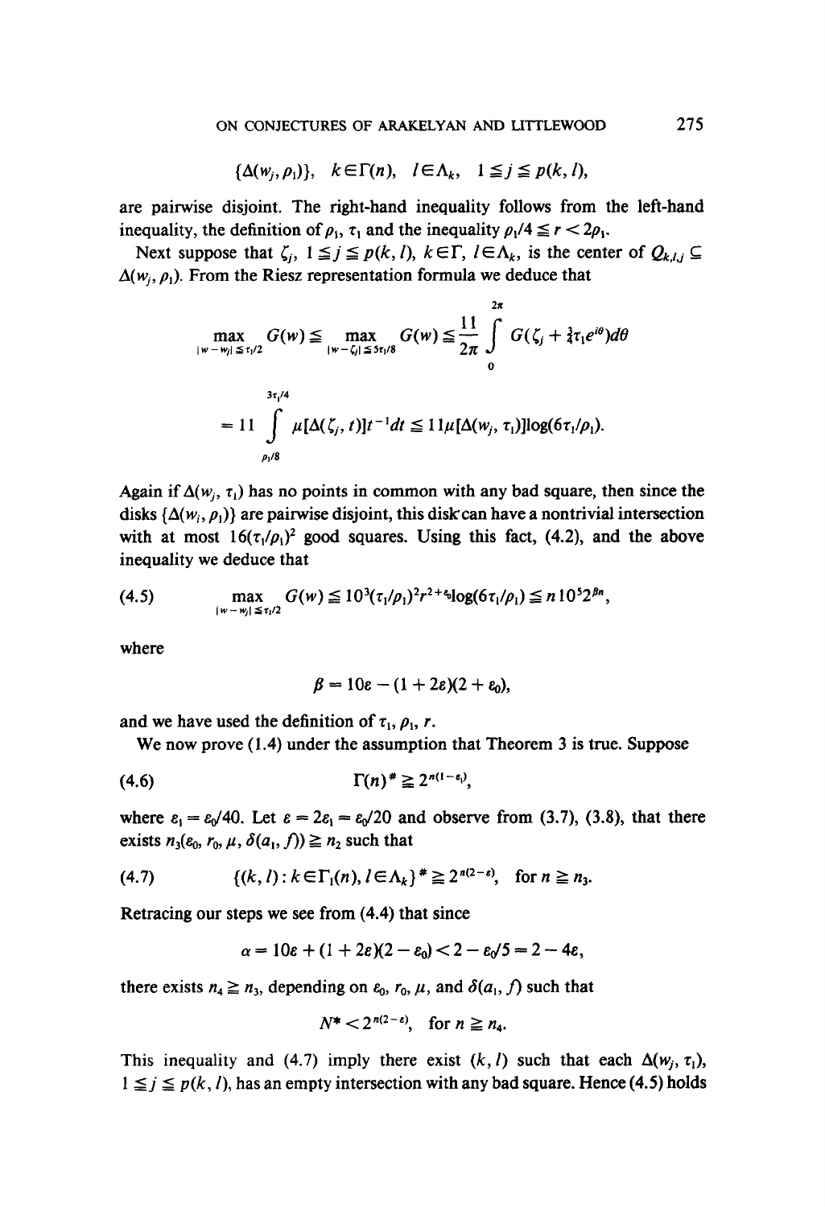$$\{\Delta(w_j, \rho_1)\}, \quad k \in \Gamma(n), \quad l \in \Lambda_k, \quad 1 \leqq j \leqq p(k, l),$$

are pairwise disjoint. The right-hand inequality follows from the left-hand inequality, the definition of $\rho_1$, $\tau_1$ and the inequality $\rho_1/4 \leqq r < 2\rho_1$.

Next suppose that $\zeta_j$, $1 \leqq j \leqq p(k, l)$, $k \in \Gamma$, $l \in \Lambda_k$, is the center of $Q_{k,l,j} \subseteq \Delta(w_j, \rho_1)$. From the Riesz representation formula we deduce that

$$\max_{|w - w_j| \leqq \tau_1/2} G(w) \leqq \max_{|w - \zeta_j| \leqq 5\tau_1/8} G(w) \leqq \frac{11}{2\pi} \int_0^{2\pi} G(\zeta_j + \tfrac{3}{4}\tau_1 e^{i\theta}) d\theta$$

$$= 11 \int_{\rho_1/8}^{3\tau_1/4} \mu[\Delta(\zeta_j, t)] t^{-1} dt \leqq 11 \mu[\Delta(w_j, \tau_1)] \log(6\tau_1/\rho_1).$$

Again if $\Delta(w_j, \tau_1)$ has no points in common with any bad square, then since the disks $\{\Delta(w_i, \rho_1)\}$ are pairwise disjoint, this disk can have a nontrivial intersection with at most $16(\tau_1/\rho_1)^2$ good squares. Using this fact, (4.2), and the above inequality we deduce that

$$\max_{|w - w_j| \leqq \tau_1/2} G(w) \leqq 10^3 (\tau_1/\rho_1)^2 r^{2+\varepsilon_0} \log(6\tau_1/\rho_1) \leqq n 10^5 2^{\beta n}, \tag{4.5}$$

where

$$\beta = 10\varepsilon - (1 + 2\varepsilon)(2 + \varepsilon_0),$$

and we have used the definition of $\tau_1$, $\rho_1$, $r$.

We now prove (1.4) under the assumption that Theorem 3 is true. Suppose

$$\Gamma(n)^{\#} \geqq 2^{n(1-\varepsilon_1)}, \tag{4.6}$$

where $\varepsilon_1 = \varepsilon_0/40$. Let $\varepsilon = 2\varepsilon_1 = \varepsilon_0/20$ and observe from (3.7), (3.8), that there exists $n_3(\varepsilon_0, r_0, \mu, \delta(a_1, f)) \geqq n_2$ such that

$$\{(k, l) : k \in \Gamma_1(n), l \in \Lambda_k\}^{\#} \geqq 2^{n(2-\varepsilon)}, \quad \text{for } n \geqq n_3. \tag{4.7}$$

Retracing our steps we see from (4.4) that since

$$\alpha = 10\varepsilon + (1 + 2\varepsilon)(2 - \varepsilon_0) < 2 - \varepsilon_0/5 = 2 - 4\varepsilon,$$

there exists $n_4 \geqq n_3$, depending on $\varepsilon_0$, $r_0$, $\mu$, and $\delta(a_1, f)$ such that

$$N^* < 2^{n(2-\varepsilon)}, \quad \text{for } n \geqq n_4.$$

This inequality and (4.7) imply there exist $(k, l)$ such that each $\Delta(w_j, \tau_1)$, $1 \leqq j \leqq p(k, l)$, has an empty intersection with any bad square. Hence (4.5) holds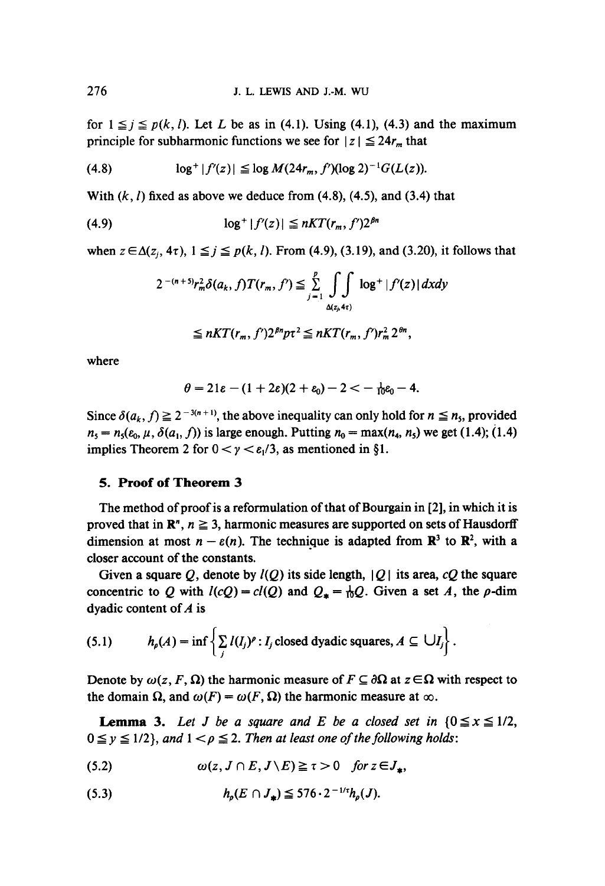for $1 \leqq j \leqq p(k, l)$. Let $L$ be as in (4.1). Using (4.1), (4.3) and the maximum principle for subharmonic functions we see for $|z| \leqq 24r_m$ that

$$\log^+ |f'(z)| \leqq \log M(24r_m, f')(\log 2)^{-1} G(L(z)). \tag{4.8}$$

With $(k, l)$ fixed as above we deduce from (4.8), (4.5), and (3.4) that

$$\log^+ |f'(z)| \leqq nKT(r_m, f')2^{\beta n} \tag{4.9}$$

when $z \in \Delta(z_j, 4\tau)$, $1 \leqq j \leqq p(k, l)$. From (4.9), (3.19), and (3.20), it follows that

$$2^{-(n+5)} r_m^2 \delta(a_k, f) T(r_m, f') \leqq \sum_{j=1}^{p} \iint\limits_{\Delta(z_j, 4\tau)} \log^+ |f'(z)| \, dx dy$$

$$\leqq nKT(r_m, f')2^{\beta n} p\tau^2 \leqq nKT(r_m, f') r_m^2 2^{\theta n},$$

where

$$\theta = 21\varepsilon - (1 + 2\varepsilon)(2 + \varepsilon_0) - 2 < -\tfrac{1}{10}\varepsilon_0 - 4.$$

Since $\delta(a_k, f) \geqq 2^{-3(n+1)}$, the above inequality can only hold for $n \leqq n_5$, provided $n_5 = n_5(\varepsilon_0, \mu, \delta(a_1, f))$ is large enough. Putting $n_0 = \max(n_4, n_5)$ we get (1.4); (1.4) implies Theorem 2 for $0 < \gamma < \varepsilon_1/3$, as mentioned in §1.

## 5. Proof of Theorem 3

The method of proof is a reformulation of that of Bourgain in [2], in which it is proved that in $\mathbf{R}^n$, $n \geqq 3$, harmonic measures are supported on sets of Hausdorff dimension at most $n - \varepsilon(n)$. The technique is adapted from $\mathbf{R}^3$ to $\mathbf{R}^2$, with a closer account of the constants.

Given a square $Q$, denote by $l(Q)$ its side length, $|Q|$ its area, $cQ$ the square concentric to $Q$ with $l(cQ) = cl(Q)$ and $Q_* = \frac{1}{10}Q$. Given a set $A$, the $\rho$-dim dyadic content of $A$ is

$$h_\rho(A) = \inf \left\{ \sum_j l(I_j)^\rho : I_j \text{ closed dyadic squares, } A \subseteq \bigcup I_j \right\}. \tag{5.1}$$

Denote by $\omega(z, F, \Omega)$ the harmonic measure of $F \subseteq \partial\Omega$ at $z \in \Omega$ with respect to the domain $\Omega$, and $\omega(F) = \omega(F, \Omega)$ the harmonic measure at $\infty$.

**Lemma 3.** *Let $J$ be a square and $E$ be a closed set in $\{0 \leqq x \leqq 1/2, 0 \leqq y \leqq 1/2\}$, and $1 < \rho \leqq 2$. Then at least one of the following holds*:

$$\omega(z, J \cap E, J \backslash E) \geqq \tau > 0 \quad \textit{for } z \in J_*, \tag{5.2}$$

$$h_\rho(E \cap J_*) \leqq 576 \cdot 2^{-1/\tau} h_\rho(J). \tag{5.3}$$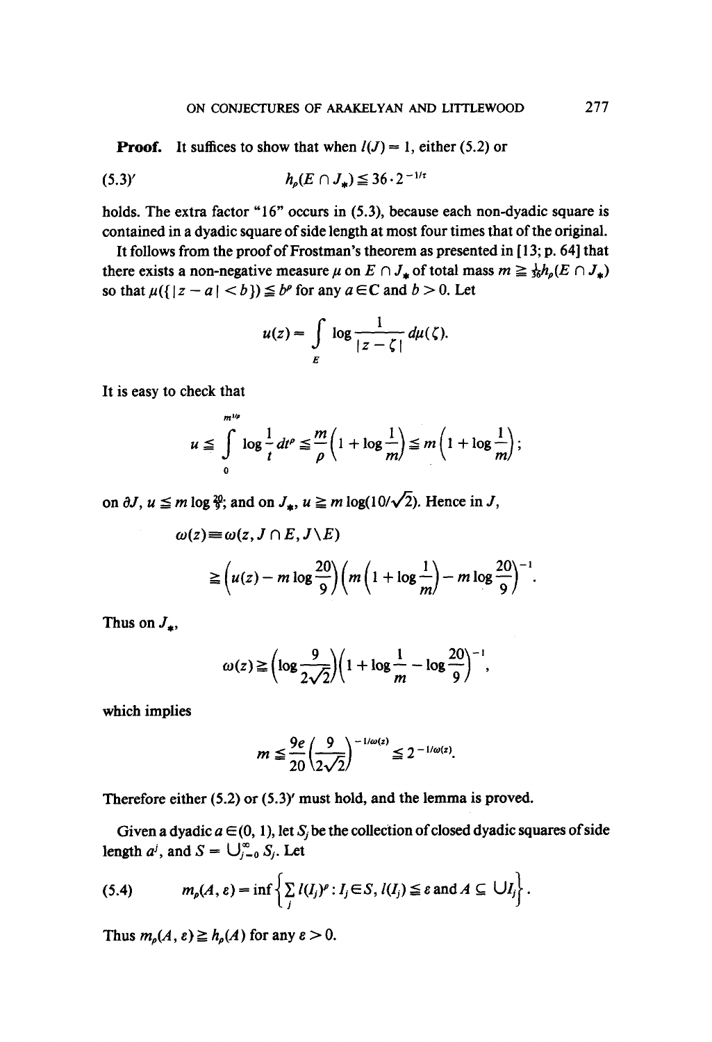**Proof.** It suffices to show that when $l(J) = 1$, either (5.2) or

$$h_p(E \cap J_*) \leqq 36 \cdot 2^{-1/\tau} \tag{5.3$'$}$$

holds. The extra factor "16" occurs in (5.3), because each non-dyadic square is contained in a dyadic square of side length at most four times that of the original.

It follows from the proof of Frostman's theorem as presented in [13; p. 64] that there exists a non-negative measure $\mu$ on $E \cap J_*$ of total mass $m \geqq \frac{1}{36} h_p(E \cap J_*)$ so that $\mu(\{|z - a| < b\}) \leqq b^p$ for any $a \in \mathbf{C}$ and $b > 0$. Let

$$u(z) = \int_E \log \frac{1}{|z - \zeta|} \, d\mu(\zeta).$$

It is easy to check that

$$u \leqq \int_0^{m^{1/p}} \log \frac{1}{t} \, dt^p \leqq \frac{m}{p}\left(1 + \log \frac{1}{m}\right) \leqq m\left(1 + \log \frac{1}{m}\right);$$

on $\partial J$, $u \leqq m \log \frac{20}{9}$; and on $J_*$, $u \geqq m \log(10/\sqrt{2})$. Hence in $J$,

$$\begin{aligned} \omega(z) &\equiv \omega(z, J \cap E, J \setminus E) \\ &\geqq \left(u(z) - m \log \frac{20}{9}\right)\left(m\left(1 + \log \frac{1}{m}\right) - m \log \frac{20}{9}\right)^{-1}. \end{aligned}$$

Thus on $J_*$,

$$\omega(z) \geqq \left(\log \frac{9}{2\sqrt{2}}\right)\left(1 + \log \frac{1}{m} - \log \frac{20}{9}\right)^{-1},$$

which implies

$$m \leqq \frac{9e}{20}\left(\frac{9}{2\sqrt{2}}\right)^{-1/\omega(z)} \leqq 2^{-1/\omega(z)}.$$

Therefore either (5.2) or (5.3)$'$ must hold, and the lemma is proved.

Given a dyadic $a \in (0, 1)$, let $S_j$ be the collection of closed dyadic squares of side length $a^j$, and $S = \bigcup_{j=0}^{\infty} S_j$. Let

$$m_p(A, \varepsilon) = \inf\left\{\sum_j l(I_j)^p : I_j \in S, \, l(I_j) \leqq \varepsilon \text{ and } A \subseteq \bigcup I_j\right\}. \tag{5.4}$$

Thus $m_p(A, \varepsilon) \geqq h_p(A)$ for any $\varepsilon > 0$.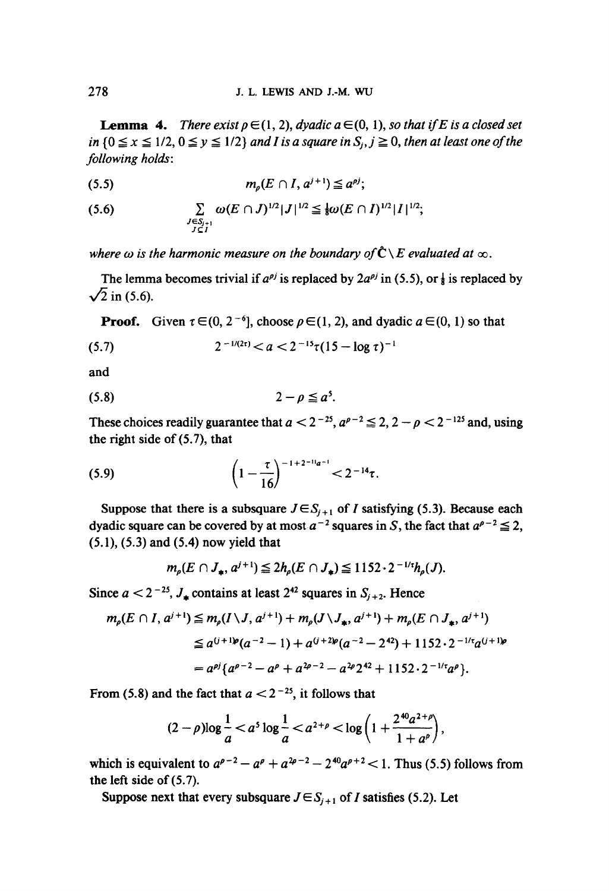**Lemma 4.** *There exist $p \in (1, 2)$, dyadic $a \in (0, 1)$, so that if $E$ is a closed set in $\{0 \leqq x \leqq 1/2, 0 \leqq y \leqq 1/2\}$ and $I$ is a square in $S_j$, $j \geqq 0$, then at least one of the following holds*:

$$m_p(E \cap I, a^{j+1}) \leqq a^{pj}; \tag{5.5}$$

$$\sum_{\substack{J \in S_{j+1} \\ J \subseteq I}} \omega(E \cap J)^{1/2} |J|^{1/2} \leqq \tfrac{1}{8} \omega(E \cap I)^{1/2} |I|^{1/2}; \tag{5.6}$$

*where $\omega$ is the harmonic measure on the boundary of $\hat{\mathbf{C}} \setminus E$ evaluated at $\infty$.*

The lemma becomes trivial if $a^{pj}$ is replaced by $2a^{pj}$ in (5.5), or $\frac{1}{8}$ is replaced by $\sqrt{2}$ in (5.6).

**Proof.** Given $\tau \in (0, 2^{-6}]$, choose $p \in (1, 2)$, and dyadic $a \in (0, 1)$ so that

$$2^{-1/(2\tau)} < a < 2^{-15}\tau(15 - \log \tau)^{-1} \tag{5.7}$$

and

$$2 - p \leqq a^5. \tag{5.8}$$

These choices readily guarantee that $a < 2^{-25}$, $a^{p-2} \leqq 2$, $2 - p < 2^{-125}$ and, using the right side of (5.7), that

$$\left(1 - \frac{\tau}{16}\right)^{-1 + 2^{-11}a^{-1}} < 2^{-14}\tau. \tag{5.9}$$

Suppose that there is a subsquare $J \in S_{j+1}$ of $I$ satisfying (5.3). Because each dyadic square can be covered by at most $a^{-2}$ squares in $S$, the fact that $a^{p-2} \leqq 2$, (5.1), (5.3) and (5.4) now yield that

$$m_p(E \cap J_*, a^{j+1}) \leqq 2h_p(E \cap J_*) \leqq 1152 \cdot 2^{-1/\tau} h_p(J).$$

Since $a < 2^{-25}$, $J_*$ contains at least $2^{42}$ squares in $S_{j+2}$. Hence

$$\begin{aligned} m_p(E \cap I, a^{j+1}) &\leqq m_p(I \setminus J, a^{j+1}) + m_p(J \setminus J_*, a^{j+1}) + m_p(E \cap J_*, a^{j+1}) \\ &\leqq a^{(j+1)p}(a^{-2} - 1) + a^{(j+2)p}(a^{-2} - 2^{42}) + 1152 \cdot 2^{-1/\tau} a^{(j+1)p} \\ &= a^{pj}\{a^{p-2} - a^p + a^{2p-2} - a^{2p}2^{42} + 1152 \cdot 2^{-1/\tau} a^p\}. \end{aligned}$$

From (5.8) and the fact that $a < 2^{-25}$, it follows that

$$(2 - p)\log \frac{1}{a} < a^5 \log \frac{1}{a} < a^{2+p} < \log\left(1 + \frac{2^{40}a^{2+p}}{1 + a^p}\right),$$

which is equivalent to $a^{p-2} - a^p + a^{2p-2} - 2^{40}a^{p+2} < 1$. Thus (5.5) follows from the left side of (5.7).

Suppose next that every subsquare $J \in S_{j+1}$ of $I$ satisfies (5.2). Let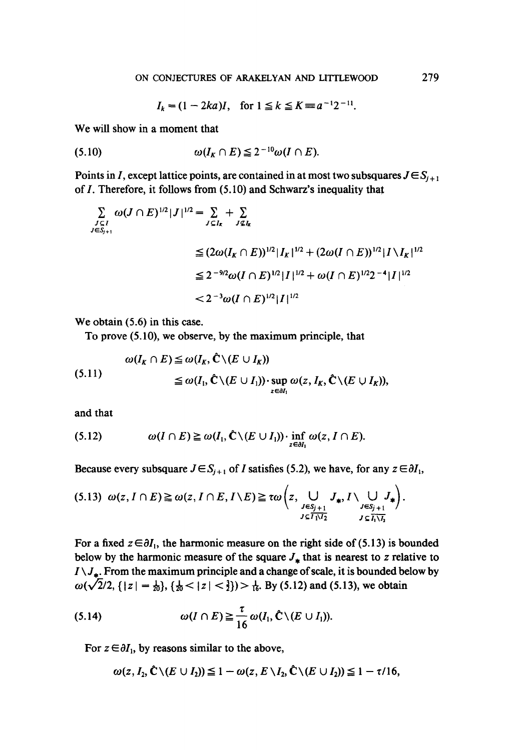$$I_k = (1 - 2ka)I, \quad \text{for } 1 \leqq k \leqq K \equiv a^{-1}2^{-11}.$$

We will show in a moment that

$$\omega(I_K \cap E) \leqq 2^{-10}\omega(I \cap E). \tag{5.10}$$

Points in $I$, except lattice points, are contained in at most two subsquares $J \in S_{j+1}$ of $I$. Therefore, it follows from (5.10) and Schwarz's inequality that

$$\begin{aligned}
\sum_{\substack{J \subseteq I \\ J \in S_{j+1}}} \omega(J \cap E)^{1/2}|J|^{1/2} &= \sum_{J \subseteq I_K} + \sum_{J \not\subseteq I_K} \\
&\leqq (2\omega(I_K \cap E))^{1/2}|I_K|^{1/2} + (2\omega(I \cap E))^{1/2}|I \setminus I_K|^{1/2} \\
&\leqq 2^{-9/2}\omega(I \cap E)^{1/2}|I|^{1/2} + \omega(I \cap E)^{1/2}2^{-4}|I|^{1/2} \\
&< 2^{-3}\omega(I \cap E)^{1/2}|I|^{1/2}
\end{aligned}$$

We obtain (5.6) in this case.

To prove (5.10), we observe, by the maximum principle, that

$$\begin{aligned}
\omega(I_K \cap E) &\leqq \omega(I_K, \hat{\mathbf{C}} \setminus (E \cup I_K)) \\
&\leqq \omega(I_1, \hat{\mathbf{C}} \setminus (E \cup I_1)) \cdot \sup_{z \in \partial I_1} \omega(z, I_K, \hat{\mathbf{C}} \setminus (E \cup I_K)),
\end{aligned} \tag{5.11}$$

and that

$$\omega(I \cap E) \geqq \omega(I_1, \hat{\mathbf{C}} \setminus (E \cup I_1)) \cdot \inf_{z \in \partial I_1} \omega(z, I \cap E). \tag{5.12}$$

Because every subsquare $J \in S_{j+1}$ of $I$ satisfies (5.2), we have, for any $z \in \partial I_1$,

$$\omega(z, I \cap E) \geqq \omega(z, I \cap E, I \setminus E) \geqq \tau\omega\Big(z, \bigcup_{\substack{J \in S_{j+1} \\ J \subseteq \overline{I_1 \setminus I_2}}} J_*, I \setminus \bigcup_{\substack{J \in S_{j+1} \\ J \subseteq \overline{I_1 \setminus I_2}}} J_*\Big). \tag{5.13}$$

For a fixed $z \in \partial I_1$, the harmonic measure on the right side of (5.13) is bounded below by the harmonic measure of the square $J_*$ that is nearest to $z$ relative to $I \setminus J_*$. From the maximum principle and a change of scale, it is bounded below by $\omega(\sqrt{2}/2, \{|z| = \frac{1}{20}\}, \{\frac{1}{20} < |z| < \frac{3}{2}\}) > \frac{1}{16}$. By (5.12) and (5.13), we obtain

$$\omega(I \cap E) \geqq \frac{\tau}{16}\omega(I_1, \hat{\mathbf{C}} \setminus (E \cup I_1)). \tag{5.14}$$

For $z \in \partial I_1$, by reasons similar to the above,

$$\omega(z, I_2, \hat{\mathbf{C}} \setminus (E \cup I_2)) \leqq 1 - \omega(z, E \setminus I_2, \hat{\mathbf{C}} \setminus (E \cup I_2)) \leqq 1 - \tau/16,$$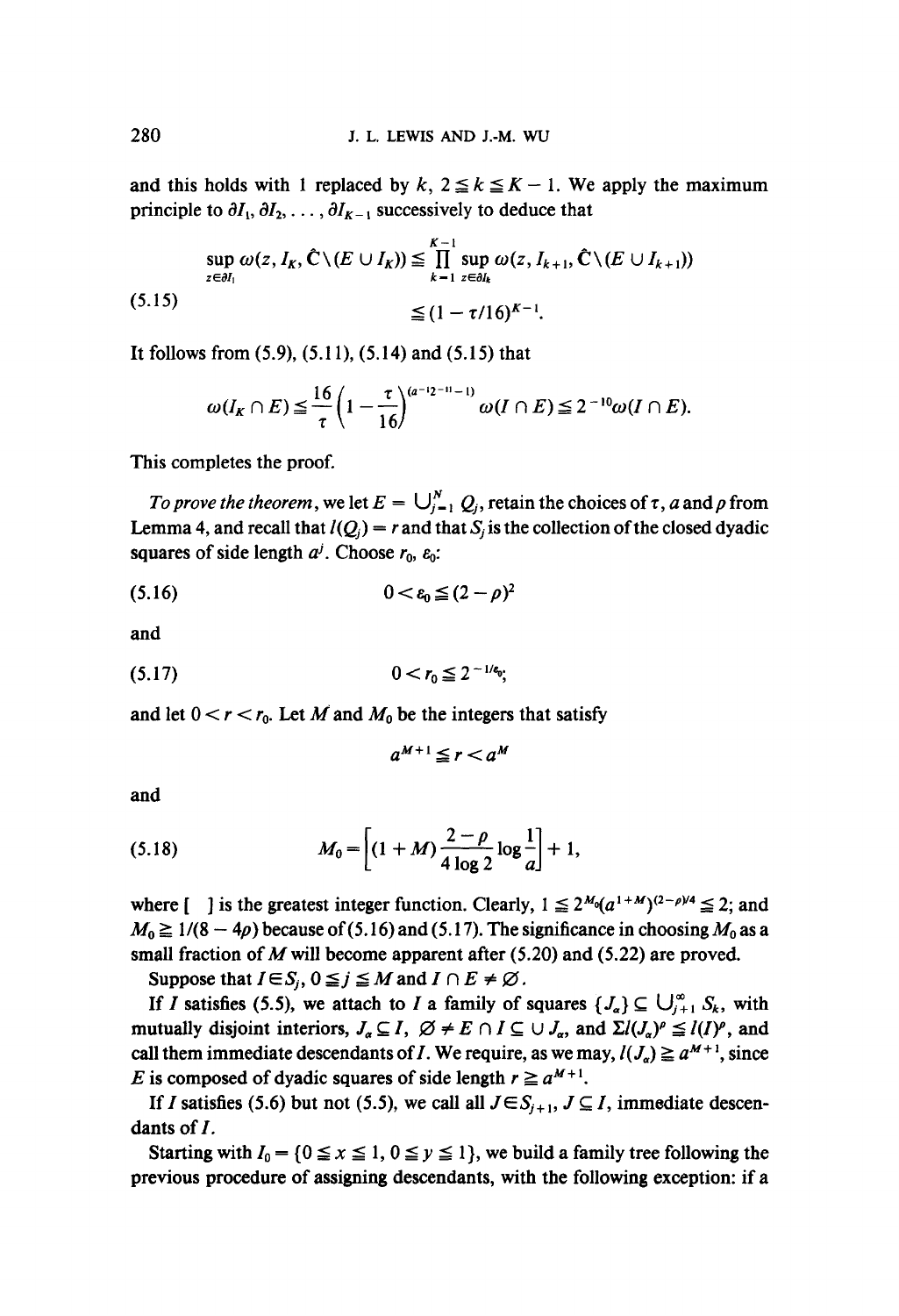and this holds with 1 replaced by $k$, $2 \leqq k \leqq K-1$. We apply the maximum principle to $\partial I_1, \partial I_2, \ldots, \partial I_{K-1}$ successively to deduce that

$$\sup_{z \in \partial I_1} \omega(z, I_K, \hat{\mathbf{C}} \setminus (E \cup I_K)) \leqq \prod_{k=1}^{K-1} \sup_{z \in \partial I_k} \omega(z, I_{k+1}, \hat{\mathbf{C}} \setminus (E \cup I_{k+1}))$$

$$\leqq (1 - \tau/16)^{K-1}. \tag{5.15}$$

It follows from (5.9), (5.11), (5.14) and (5.15) that

$$\omega(I_K \cap E) \leqq \frac{16}{\tau}\left(1 - \frac{\tau}{16}\right)^{(a^{-12-11}-1)} \omega(I \cap E) \leqq 2^{-10}\omega(I \cap E).$$

This completes the proof.

*To prove the theorem*, we let $E = \bigcup_{j=1}^{N} Q_j$, retain the choices of $\tau$, $a$ and $p$ from Lemma 4, and recall that $l(Q_j) = r$ and that $S_j$ is the collection of the closed dyadic squares of side length $a^j$. Choose $r_0$, $\varepsilon_0$:

$$0 < \varepsilon_0 \leqq (2-p)^2 \tag{5.16}$$

and

$$0 < r_0 \leqq 2^{-1/\varepsilon_0}; \tag{5.17}$$

and let $0 < r < r_0$. Let $M$ and $M_0$ be the integers that satisfy

$$a^{M+1} \leqq r < a^M$$

and

$$M_0 = \left[(1+M)\frac{2-p}{4\log 2}\log\frac{1}{a}\right] + 1, \tag{5.18}$$

where [ ] is the greatest integer function. Clearly, $1 \leqq 2^{M_0}(a^{1+M})^{(2-p)/4} \leqq 2$; and $M_0 \geqq 1/(8-4p)$ because of (5.16) and (5.17). The significance in choosing $M_0$ as a small fraction of $M$ will become apparent after (5.20) and (5.22) are proved.

Suppose that $I \in S_j$, $0 \leqq j \leqq M$ and $I \cap E \neq \varnothing$.

If $I$ satisfies (5.5), we attach to $I$ a family of squares $\{J_\alpha\} \subseteq \bigcup_{j+1}^{\infty} S_k$, with mutually disjoint interiors, $J_\alpha \subseteq I$, $\varnothing \neq E \cap I \subseteq \cup J_\alpha$, and $\Sigma l(J_\alpha)^p \leqq l(I)^p$, and call them immediate descendants of $I$. We require, as we may, $l(J_\alpha) \geqq a^{M+1}$, since $E$ is composed of dyadic squares of side length $r \geqq a^{M+1}$.

If $I$ satisfies (5.6) but not (5.5), we call all $J \in S_{j+1}$, $J \subseteq I$, immediate descendants of $I$.

Starting with $I_0 = \{0 \leqq x \leqq 1, 0 \leqq y \leqq 1\}$, we build a family tree following the previous procedure of assigning descendants, with the following exception: if a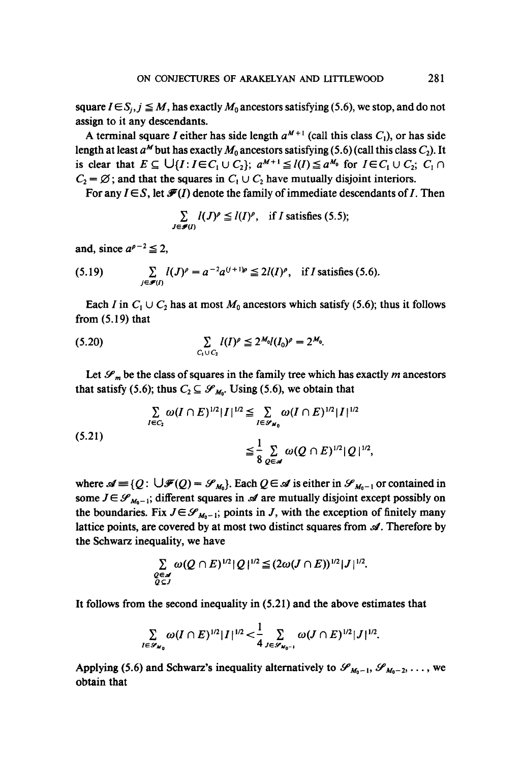square $I \in S_j, j \leqq M$, has exactly $M_0$ ancestors satisfying (5.6), we stop, and do not assign to it any descendants.

A terminal square $I$ either has side length $a^{M+1}$ (call this class $C_1$), or has side length at least $a^M$ but has exactly $M_0$ ancestors satisfying (5.6) (call this class $C_2$). It is clear that $E \subseteq \bigcup\{I : I \in C_1 \cup C_2\}$; $a^{M+1} \leqq l(I) \leqq a^{M_0}$ for $I \in C_1 \cup C_2$; $C_1 \cap C_2 = \varnothing$; and that the squares in $C_1 \cup C_2$ have mutually disjoint interiors.

For any $I \in S$, let $\mathscr{F}(I)$ denote the family of immediate descendants of $I$. Then

$$\sum_{J \in \mathscr{F}(I)} l(J)^p \leqq l(I)^p, \quad \text{if } I \text{ satisfies (5.5);}$$

and, since $a^{p-2} \leqq 2$,

$$\sum_{J \in \mathscr{F}(I)} l(J)^p = a^{-2} a^{(j+1)p} \leqq 2 l(I)^p, \quad \text{if } I \text{ satisfies (5.6).} \tag{5.19}$$

Each $I$ in $C_1 \cup C_2$ has at most $M_0$ ancestors which satisfy (5.6); thus it follows from (5.19) that

$$\sum_{C_1 \cup C_2} l(I)^p \leqq 2^{M_0} l(I_0)^p = 2^{M_0}. \tag{5.20}$$

Let $\mathscr{S}_m$ be the class of squares in the family tree which has exactly $m$ ancestors that satisfy (5.6); thus $C_2 \subseteq \mathscr{S}_{M_0}$. Using (5.6), we obtain that

$$\begin{aligned} \sum_{I \in C_2} \omega(I \cap E)^{1/2} |I|^{1/2} &\leqq \sum_{I \in \mathscr{S}_{M_0}} \omega(I \cap E)^{1/2} |I|^{1/2} \\ &\leqq \frac{1}{8} \sum_{Q \in \mathscr{A}} \omega(Q \cap E)^{1/2} |Q|^{1/2}, \end{aligned} \tag{5.21}$$

where $\mathscr{A} \equiv \{Q : \bigcup \mathscr{F}(Q) = \mathscr{S}_{M_0}\}$. Each $Q \in \mathscr{A}$ is either in $\mathscr{S}_{M_0 - 1}$ or contained in some $J \in \mathscr{S}_{M_0 - 1}$; different squares in $\mathscr{A}$ are mutually disjoint except possibly on the boundaries. Fix $J \in \mathscr{S}_{M_0 - 1}$; points in $J$, with the exception of finitely many lattice points, are covered by at most two distinct squares from $\mathscr{A}$. Therefore by the Schwarz inequality, we have

$$\sum_{\substack{Q \in \mathscr{A} \\ Q \subseteq J}} \omega(Q \cap E)^{1/2} |Q|^{1/2} \leqq (2\omega(J \cap E))^{1/2} |J|^{1/2}.$$

It follows from the second inequality in (5.21) and the above estimates that

$$\sum_{I \in \mathscr{S}_{M_0}} \omega(I \cap E)^{1/2} |I|^{1/2} < \frac{1}{4} \sum_{J \in \mathscr{S}_{M_0 - 1}} \omega(J \cap E)^{1/2} |J|^{1/2}.$$

Applying (5.6) and Schwarz's inequality alternatively to $\mathscr{S}_{M_0 - 1}, \mathscr{S}_{M_0 - 2}, \ldots$, we obtain that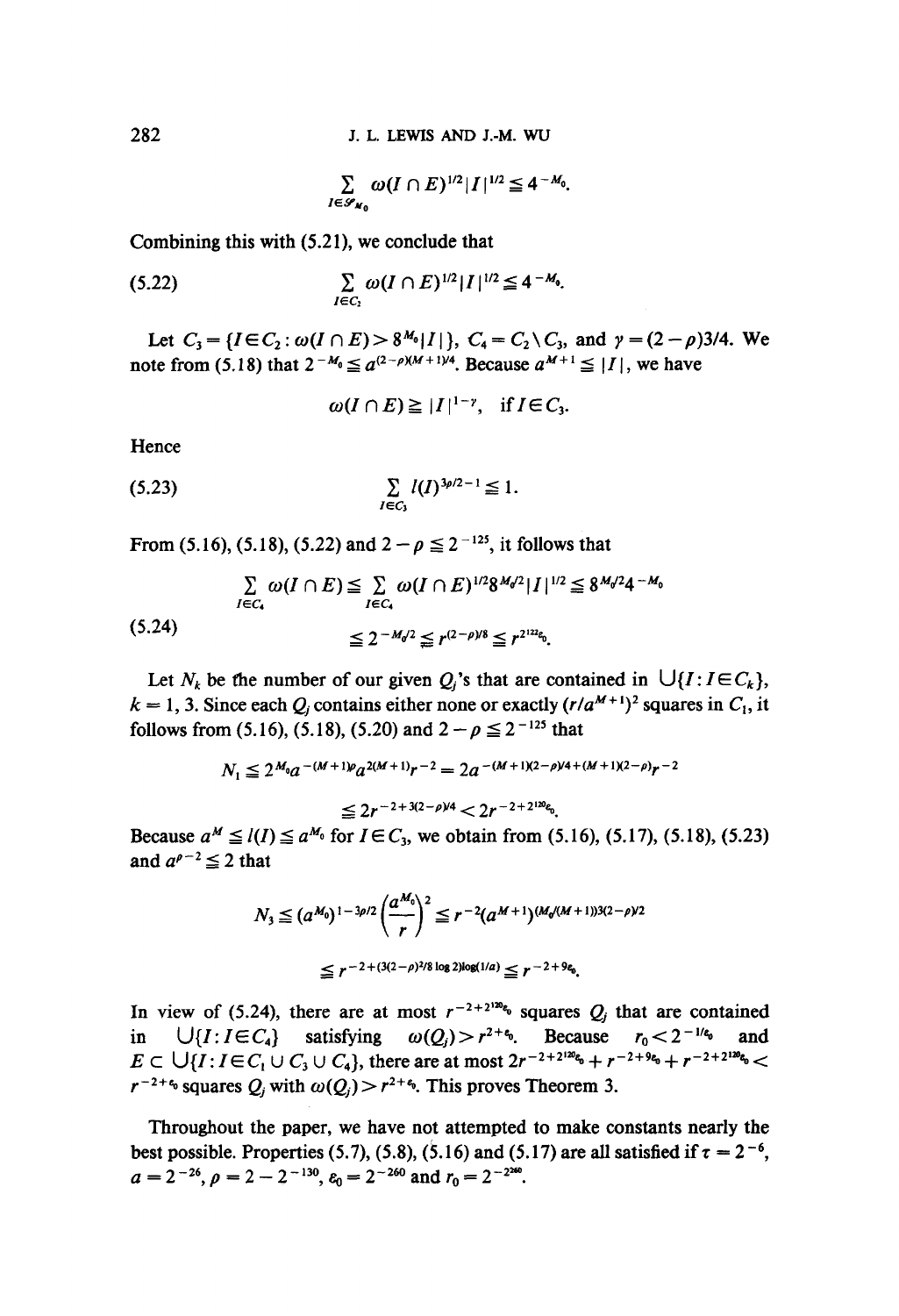$$\sum_{I \in \mathcal{S}_{M_0}} \omega(I \cap E)^{1/2} |I|^{1/2} \leqq 4^{-M_0}.$$

Combining this with (5.21), we conclude that

$$\text{(5.22)} \qquad \sum_{I \in C_2} \omega(I \cap E)^{1/2} |I|^{1/2} \leqq 4^{-M_0}.$$

Let $C_3 = \{I \in C_2 : \omega(I \cap E) > 8^{M_0}|I|\}$, $C_4 = C_2 \setminus C_3$, and $\gamma = (2-\rho)3/4$. We note from (5.18) that $2^{-M_0} \leqq a^{(2-\rho)(M+1)/4}$. Because $a^{M+1} \leqq |I|$, we have

$$\omega(I \cap E) \geqq |I|^{1-\gamma}, \quad \text{if } I \in C_3.$$

Hence

$$\text{(5.23)} \qquad \sum_{I \in C_3} l(I)^{3\rho/2 - 1} \leqq 1.$$

From (5.16), (5.18), (5.22) and $2 - \rho \leqq 2^{-125}$, it follows that

$$\text{(5.24)} \qquad \begin{aligned} \sum_{I \in C_4} \omega(I \cap E) &\leqq \sum_{I \in C_4} \omega(I \cap E)^{1/2} 8^{M_0/2} |I|^{1/2} \leqq 8^{M_0/2} 4^{-M_0} \\ &\leqq 2^{-M_0/2} \leqq r^{(2-\rho)/8} \leqq r^{2^{122}\varepsilon_0}. \end{aligned}$$

Let $N_k$ be the number of our given $Q_j$'s that are contained in $\bigcup\{I : I \in C_k\}$, $k = 1, 3$. Since each $Q_j$ contains either none or exactly $(r/a^{M+1})^2$ squares in $C_1$, it follows from (5.16), (5.18), (5.20) and $2 - \rho \leqq 2^{-125}$ that

$$\begin{aligned} N_1 &\leqq 2^{M_0} a^{-(M+1)\rho} a^{2(M+1)} r^{-2} = 2a^{-(M+1)(2-\rho)/4 + (M+1)(2-\rho)} r^{-2} \\ &\leqq 2r^{-2+3(2-\rho)/4} < 2r^{-2+2^{120}\varepsilon_0}. \end{aligned}$$

Because $a^M \leqq l(I) \leqq a^{M_0}$ for $I \in C_3$, we obtain from (5.16), (5.17), (5.18), (5.23) and $a^{\rho-2} \leqq 2$ that

$$\begin{aligned} N_3 &\leqq (a^{M_0})^{1-3\rho/2} \left(\frac{a^{M_0}}{r}\right)^2 \leqq r^{-2} (a^{M+1})^{(M_0/(M+1))3(2-\rho)/2} \\ &\leqq r^{-2+(3(2-\rho)^2/8 \log 2)\log(1/a)} \leqq r^{-2+9\varepsilon_0}. \end{aligned}$$

In view of (5.24), there are at most $r^{-2+2^{120}\varepsilon_0}$ squares $Q_j$ that are contained in $\bigcup\{I : I \in C_4\}$ satisfying $\omega(Q_j) > r^{2+\varepsilon_0}$. Because $r_0 < 2^{-1/\varepsilon_0}$ and $E \subset \bigcup\{I : I \in C_1 \cup C_3 \cup C_4\}$, there are at most $2r^{-2+2^{120}\varepsilon_0} + r^{-2+9\varepsilon_0} + r^{-2+2^{120}\varepsilon_0} < r^{-2+\varepsilon_0}$ squares $Q_j$ with $\omega(Q_j) > r^{2+\varepsilon_0}$. This proves Theorem 3.

Throughout the paper, we have not attempted to make constants nearly the best possible. Properties (5.7), (5.8), (5.16) and (5.17) are all satisfied if $\tau = 2^{-6}$, $a = 2^{-2^6}$, $\rho = 2 - 2^{-130}$, $\varepsilon_0 = 2^{-260}$ and $r_0 = 2^{-2^{260}}$.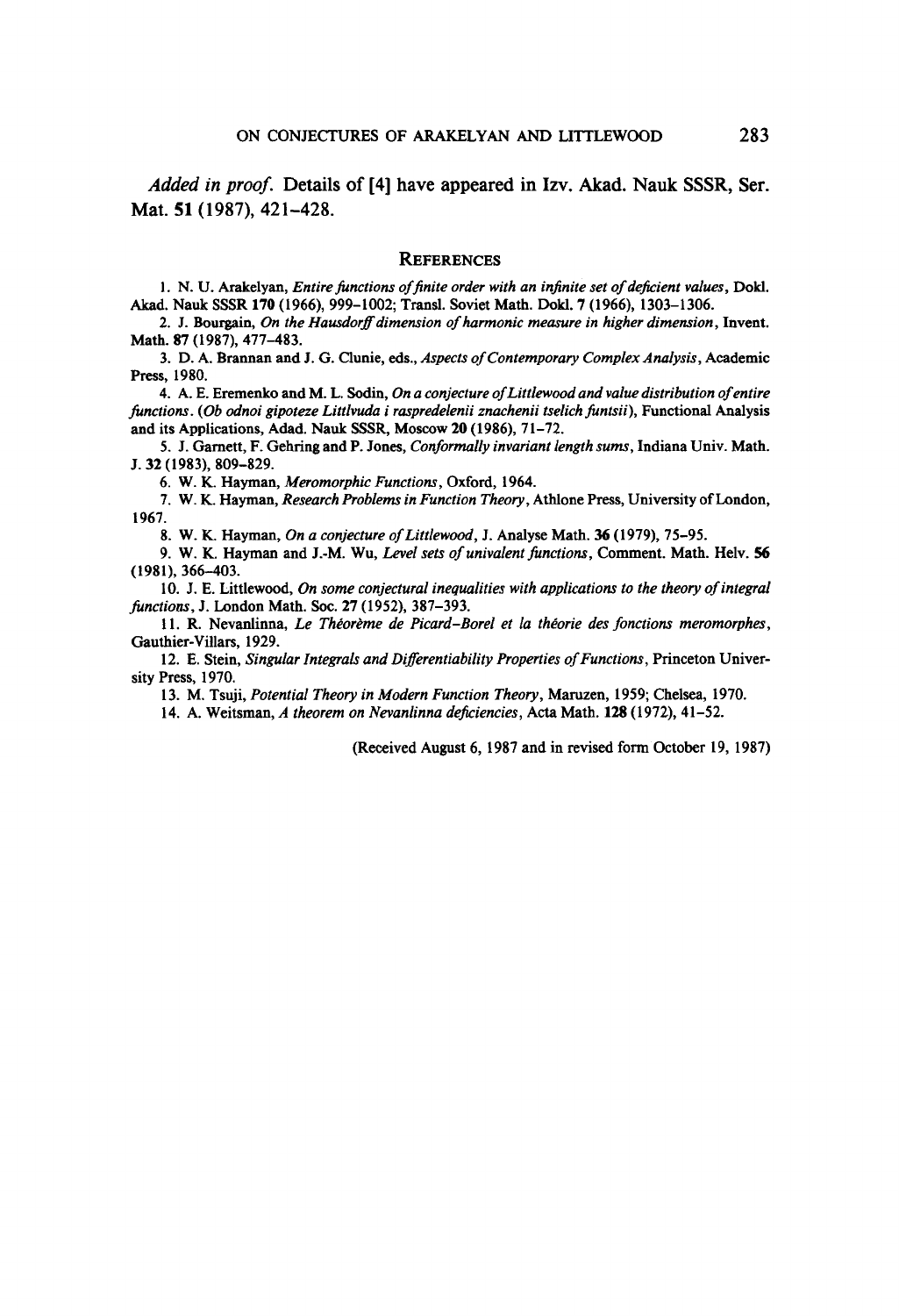*Added in proof.* Details of [4] have appeared in Izv. Akad. Nauk SSSR, Ser. Mat. **51** (1987), 421–428.

## REFERENCES

1. N. U. Arakelyan, *Entire functions of finite order with an infinite set of deficient values*, Dokl. Akad. Nauk SSSR **170** (1966), 999–1002; Transl. Soviet Math. Dokl. **7** (1966), 1303–1306.

2. J. Bourgain, *On the Hausdorff dimension of harmonic measure in higher dimension*, Invent. Math. **87** (1987), 477–483.

3. D. A. Brannan and J. G. Clunie, eds., *Aspects of Contemporary Complex Analysis*, Academic Press, 1980.

4. A. E. Eremenko and M. L. Sodin, *On a conjecture of Littlewood and value distribution of entire functions*. (*Ob odnoi gipoteze Littlvuda i raspredelenii znachenii tselich funtsii*), Functional Analysis and its Applications, Adad. Nauk SSSR, Moscow **20** (1986), 71–72.

5. J. Garnett, F. Gehring and P. Jones, *Conformally invariant length sums*, Indiana Univ. Math. J. **32** (1983), 809–829.

6. W. K. Hayman, *Meromorphic Functions*, Oxford, 1964.

7. W. K. Hayman, *Research Problems in Function Theory*, Athlone Press, University of London, 1967.

8. W. K. Hayman, *On a conjecture of Littlewood*, J. Analyse Math. **36** (1979), 75–95.

9. W. K. Hayman and J.-M. Wu, *Level sets of univalent functions*, Comment. Math. Helv. **56** (1981), 366–403.

10. J. E. Littlewood, *On some conjectural inequalities with applications to the theory of integral functions*, J. London Math. Soc. **27** (1952), 387–393.

11. R. Nevanlinna, *Le Théorème de Picard–Borel et la théorie des fonctions meromorphes*, Gauthier-Villars, 1929.

12. E. Stein, *Singular Integrals and Differentiability Properties of Functions*, Princeton University Press, 1970.

13. M. Tsuji, *Potential Theory in Modern Function Theory*, Maruzen, 1959; Chelsea, 1970.

14. A. Weitsman, *A theorem on Nevanlinna deficiencies*, Acta Math. **128** (1972), 41–52.

(Received August 6, 1987 and in revised form October 19, 1987)